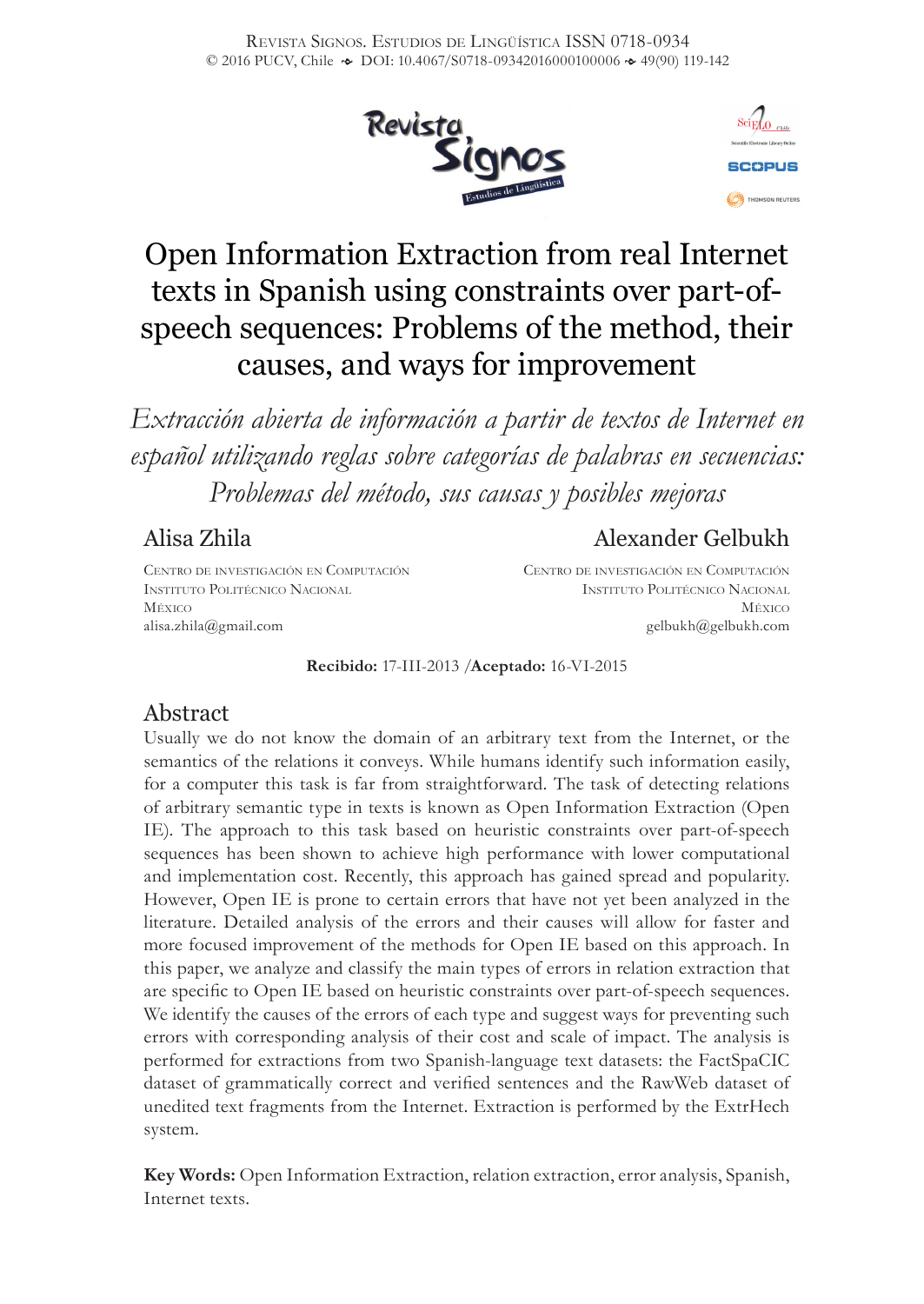# Open Information Extraction from real Internet texts in Spanish using constraints over part-of-speech sequences: Problems of the method, their causes, and ways for improvement

*Extracción abierta de información a partir de textos de Internet en español utilizando reglas sobre categorías de palabras en secuencias: Problemas del método, sus causas y posibles mejoras*

**Alisa Zhila**
Centro de Investigación en Computación
Instituto Politécnico Nacional
México
alisa.zhila@gmail.com

**Alexander Gelbukh**
Centro de Investigación en Computación
Instituto Politécnico Nacional
México
gelbukh@gelbukh.com

**Recibido:** 17-III-2013 /**Aceptado:** 16-VI-2015

## Abstract

Usually we do not know the domain of an arbitrary text from the Internet, or the semantics of the relations it conveys. While humans identify such information easily, for a computer this task is far from straightforward. The task of detecting relations of arbitrary semantic type in texts is known as Open Information Extraction (Open IE). The approach to this task based on heuristic constraints over part-of-speech sequences has been shown to achieve high performance with lower computational and implementation cost. Recently, this approach has gained spread and popularity. However, Open IE is prone to certain errors that have not yet been analyzed in the literature. Detailed analysis of the errors and their causes will allow for faster and more focused improvement of the methods for Open IE based on this approach. In this paper, we analyze and classify the main types of errors in relation extraction that are specific to Open IE based on heuristic constraints over part-of-speech sequences. We identify the causes of the errors of each type and suggest ways for preventing such errors with corresponding analysis of their cost and scale of impact. The analysis is performed for extractions from two Spanish-language text datasets: the FactSpaCIC dataset of grammatically correct and verified sentences and the RawWeb dataset of unedited text fragments from the Internet. Extraction is performed by the ExtrHech system.

**Key Words:** Open Information Extraction, relation extraction, error analysis, Spanish, Internet texts.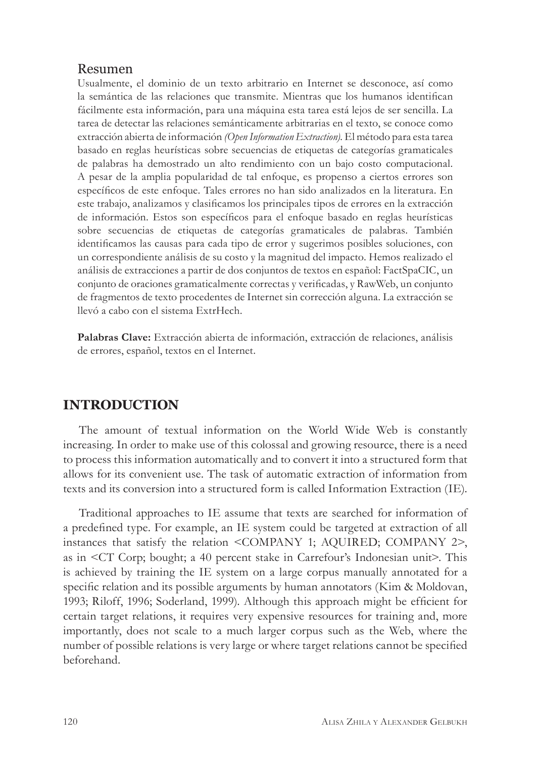## Resumen

Usualmente, el dominio de un texto arbitrario en Internet se desconoce, así como la semántica de las relaciones que transmite. Mientras que los humanos identifican fácilmente esta información, para una máquina esta tarea está lejos de ser sencilla. La tarea de detectar las relaciones semánticamente arbitrarias en el texto, se conoce como extracción abierta de información *(Open Information Extraction)*. El método para esta tarea basado en reglas heurísticas sobre secuencias de etiquetas de categorías gramaticales de palabras ha demostrado un alto rendimiento con un bajo costo computacional. A pesar de la amplia popularidad de tal enfoque, es propenso a ciertos errores son específicos de este enfoque. Tales errores no han sido analizados en la literatura. En este trabajo, analizamos y clasificamos los principales tipos de errores en la extracción de información. Estos son específicos para el enfoque basado en reglas heurísticas sobre secuencias de etiquetas de categorías gramaticales de palabras. También identificamos las causas para cada tipo de error y sugerimos posibles soluciones, con un correspondiente análisis de su costo y la magnitud del impacto. Hemos realizado el análisis de extracciones a partir de dos conjuntos de textos en español: FactSpaCIC, un conjunto de oraciones gramaticalmente correctas y verificadas, y RawWeb, un conjunto de fragmentos de texto procedentes de Internet sin corrección alguna. La extracción se llevó a cabo con el sistema ExtrHech.

**Palabras Clave:** Extracción abierta de información, extracción de relaciones, análisis de errores, español, textos en el Internet.

## INTRODUCTION

The amount of textual information on the World Wide Web is constantly increasing. In order to make use of this colossal and growing resource, there is a need to process this information automatically and to convert it into a structured form that allows for its convenient use. The task of automatic extraction of information from texts and its conversion into a structured form is called Information Extraction (IE).

Traditional approaches to IE assume that texts are searched for information of a predefined type. For example, an IE system could be targeted at extraction of all instances that satisfy the relation <COMPANY 1; AQUIRED; COMPANY 2>, as in <CT Corp; bought; a 40 percent stake in Carrefour's Indonesian unit>. This is achieved by training the IE system on a large corpus manually annotated for a specific relation and its possible arguments by human annotators (Kim & Moldovan, 1993; Riloff, 1996; Soderland, 1999). Although this approach might be efficient for certain target relations, it requires very expensive resources for training and, more importantly, does not scale to a much larger corpus such as the Web, where the number of possible relations is very large or where target relations cannot be specified beforehand.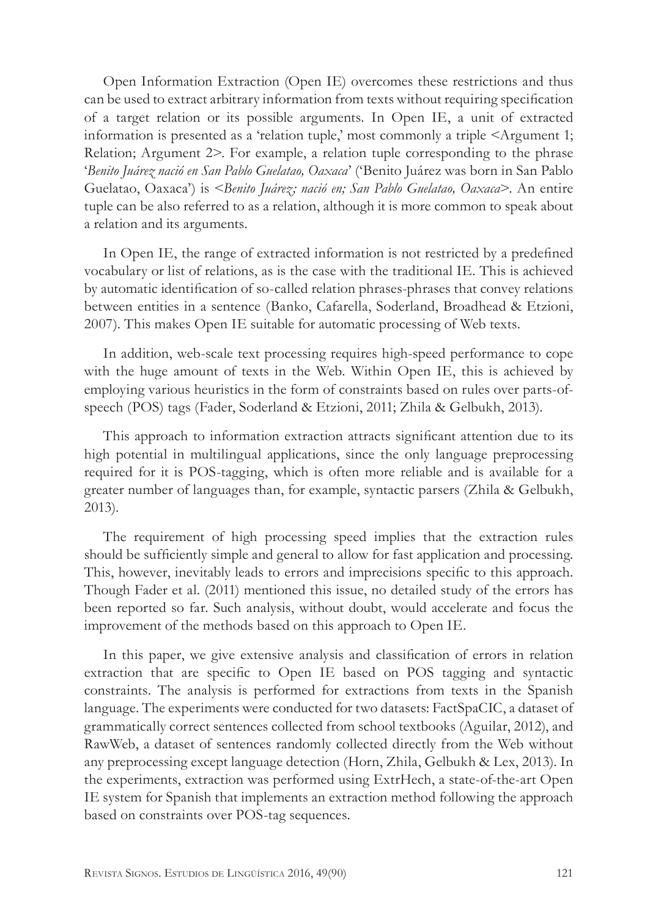Open Information Extraction (Open IE) overcomes these restrictions and thus can be used to extract arbitrary information from texts without requiring specification of a target relation or its possible arguments. In Open IE, a unit of extracted information is presented as a 'relation tuple,' most commonly a triple <Argument 1; Relation; Argument 2>. For example, a relation tuple corresponding to the phrase '*Benito Juárez nació en San Pablo Guelatao, Oaxaca*' ('Benito Juárez was born in San Pablo Guelatao, Oaxaca') is <*Benito Juárez; nació en; San Pablo Guelatao, Oaxaca*>. An entire tuple can be also referred to as a relation, although it is more common to speak about a relation and its arguments.

In Open IE, the range of extracted information is not restricted by a predefined vocabulary or list of relations, as is the case with the traditional IE. This is achieved by automatic identification of so-called relation phrases-phrases that convey relations between entities in a sentence (Banko, Cafarella, Soderland, Broadhead & Etzioni, 2007). This makes Open IE suitable for automatic processing of Web texts.

In addition, web-scale text processing requires high-speed performance to cope with the huge amount of texts in the Web. Within Open IE, this is achieved by employing various heuristics in the form of constraints based on rules over parts-of-speech (POS) tags (Fader, Soderland & Etzioni, 2011; Zhila & Gelbukh, 2013).

This approach to information extraction attracts significant attention due to its high potential in multilingual applications, since the only language preprocessing required for it is POS-tagging, which is often more reliable and is available for a greater number of languages than, for example, syntactic parsers (Zhila & Gelbukh, 2013).

The requirement of high processing speed implies that the extraction rules should be sufficiently simple and general to allow for fast application and processing. This, however, inevitably leads to errors and imprecisions specific to this approach. Though Fader et al. (2011) mentioned this issue, no detailed study of the errors has been reported so far. Such analysis, without doubt, would accelerate and focus the improvement of the methods based on this approach to Open IE.

In this paper, we give extensive analysis and classification of errors in relation extraction that are specific to Open IE based on POS tagging and syntactic constraints. The analysis is performed for extractions from texts in the Spanish language. The experiments were conducted for two datasets: FactSpaCIC, a dataset of grammatically correct sentences collected from school textbooks (Aguilar, 2012), and RawWeb, a dataset of sentences randomly collected directly from the Web without any preprocessing except language detection (Horn, Zhila, Gelbukh & Lex, 2013). In the experiments, extraction was performed using ExtrHech, a state-of-the-art Open IE system for Spanish that implements an extraction method following the approach based on constraints over POS-tag sequences.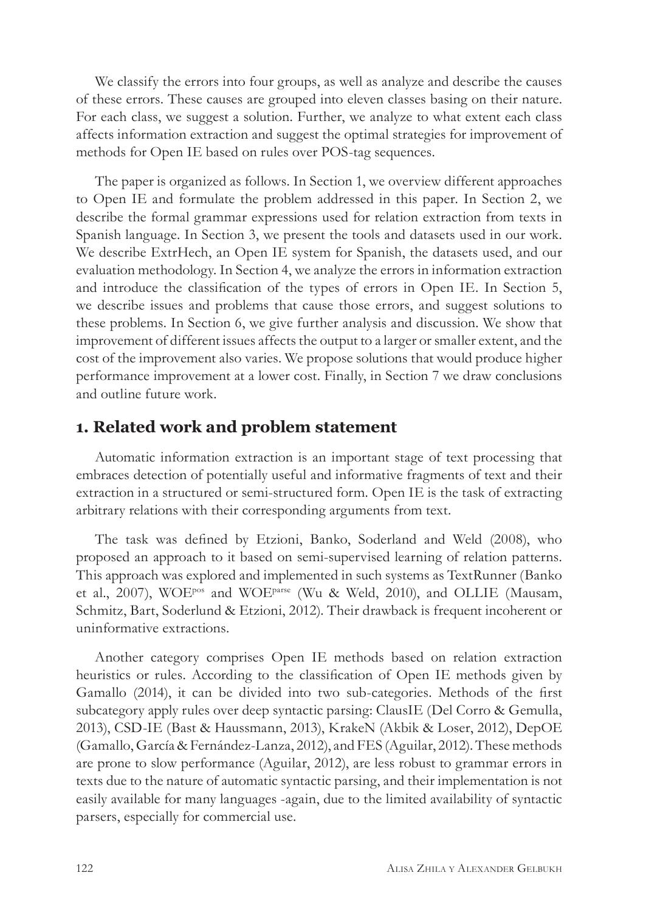We classify the errors into four groups, as well as analyze and describe the causes of these errors. These causes are grouped into eleven classes basing on their nature. For each class, we suggest a solution. Further, we analyze to what extent each class affects information extraction and suggest the optimal strategies for improvement of methods for Open IE based on rules over POS-tag sequences.

The paper is organized as follows. In Section 1, we overview different approaches to Open IE and formulate the problem addressed in this paper. In Section 2, we describe the formal grammar expressions used for relation extraction from texts in Spanish language. In Section 3, we present the tools and datasets used in our work. We describe ExtrHech, an Open IE system for Spanish, the datasets used, and our evaluation methodology. In Section 4, we analyze the errors in information extraction and introduce the classification of the types of errors in Open IE. In Section 5, we describe issues and problems that cause those errors, and suggest solutions to these problems. In Section 6, we give further analysis and discussion. We show that improvement of different issues affects the output to a larger or smaller extent, and the cost of the improvement also varies. We propose solutions that would produce higher performance improvement at a lower cost. Finally, in Section 7 we draw conclusions and outline future work.

## 1. Related work and problem statement

Automatic information extraction is an important stage of text processing that embraces detection of potentially useful and informative fragments of text and their extraction in a structured or semi-structured form. Open IE is the task of extracting arbitrary relations with their corresponding arguments from text.

The task was defined by Etzioni, Banko, Soderland and Weld (2008), who proposed an approach to it based on semi-supervised learning of relation patterns. This approach was explored and implemented in such systems as TextRunner (Banko et al., 2007), WOE$^{pos}$ and WOE$^{parse}$ (Wu & Weld, 2010), and OLLIE (Mausam, Schmitz, Bart, Soderlund & Etzioni, 2012). Their drawback is frequent incoherent or uninformative extractions.

Another category comprises Open IE methods based on relation extraction heuristics or rules. According to the classification of Open IE methods given by Gamallo (2014), it can be divided into two sub-categories. Methods of the first subcategory apply rules over deep syntactic parsing: ClausIE (Del Corro & Gemulla, 2013), CSD-IE (Bast & Haussmann, 2013), KrakeN (Akbik & Loser, 2012), DepOE (Gamallo, García & Fernández-Lanza, 2012), and FES (Aguilar, 2012). These methods are prone to slow performance (Aguilar, 2012), are less robust to grammar errors in texts due to the nature of automatic syntactic parsing, and their implementation is not easily available for many languages -again, due to the limited availability of syntactic parsers, especially for commercial use.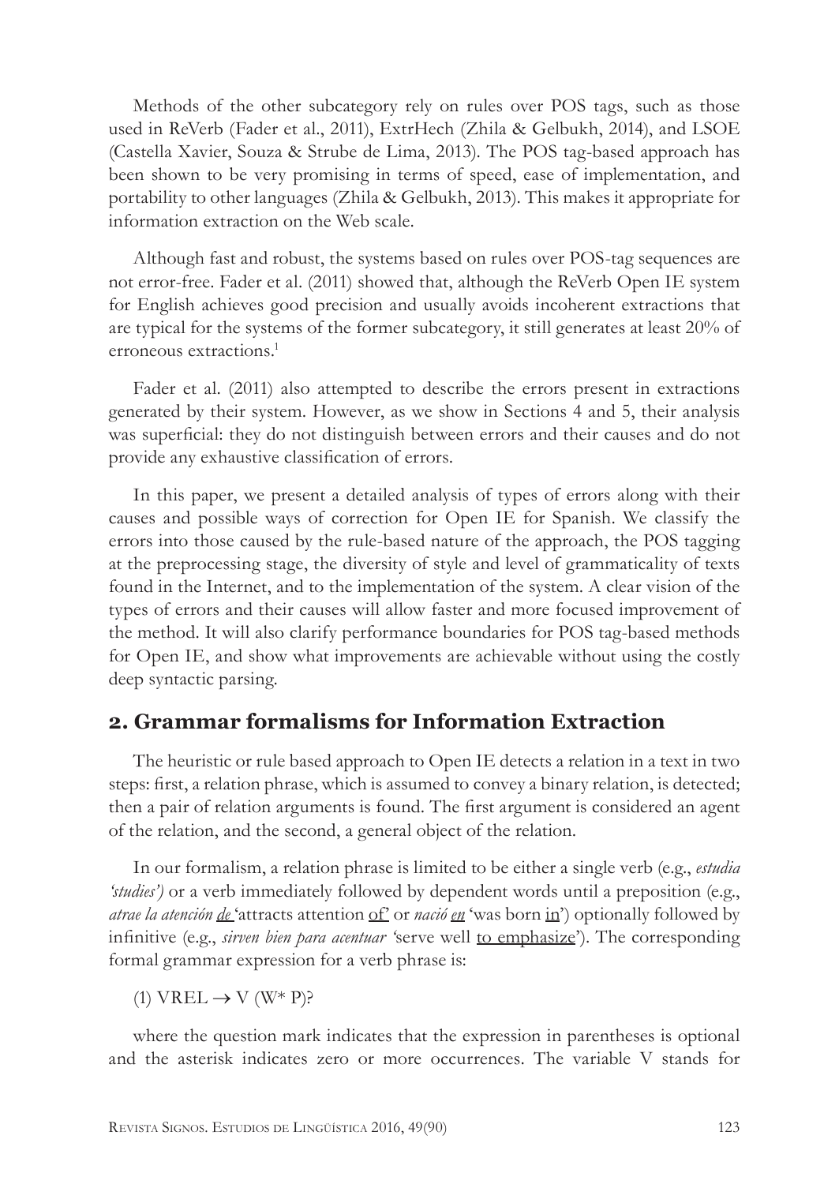Methods of the other subcategory rely on rules over POS tags, such as those used in ReVerb (Fader et al., 2011), ExtrHech (Zhila & Gelbukh, 2014), and LSOE (Castella Xavier, Souza & Strube de Lima, 2013). The POS tag-based approach has been shown to be very promising in terms of speed, ease of implementation, and portability to other languages (Zhila & Gelbukh, 2013). This makes it appropriate for information extraction on the Web scale.

Although fast and robust, the systems based on rules over POS-tag sequences are not error-free. Fader et al. (2011) showed that, although the ReVerb Open IE system for English achieves good precision and usually avoids incoherent extractions that are typical for the systems of the former subcategory, it still generates at least 20% of erroneous extractions.[1]

Fader et al. (2011) also attempted to describe the errors present in extractions generated by their system. However, as we show in Sections 4 and 5, their analysis was superficial: they do not distinguish between errors and their causes and do not provide any exhaustive classification of errors.

In this paper, we present a detailed analysis of types of errors along with their causes and possible ways of correction for Open IE for Spanish. We classify the errors into those caused by the rule-based nature of the approach, the POS tagging at the preprocessing stage, the diversity of style and level of grammaticality of texts found in the Internet, and to the implementation of the system. A clear vision of the types of errors and their causes will allow faster and more focused improvement of the method. It will also clarify performance boundaries for POS tag-based methods for Open IE, and show what improvements are achievable without using the costly deep syntactic parsing.

## 2. Grammar formalisms for Information Extraction

The heuristic or rule based approach to Open IE detects a relation in a text in two steps: first, a relation phrase, which is assumed to convey a binary relation, is detected; then a pair of relation arguments is found. The first argument is considered an agent of the relation, and the second, a general object of the relation.

In our formalism, a relation phrase is limited to be either a single verb (e.g., *estudia 'studies')* or a verb immediately followed by dependent words until a preposition (e.g., *atrae la atención <u>de</u>* 'attracts attention <u>of</u>' or *nació <u>en</u>* 'was born <u>in</u>') optionally followed by infinitive (e.g., *sirven bien para acentuar* 'serve well <u>to emphasize</u>'). The corresponding formal grammar expression for a verb phrase is:

(1) VREL → V (W* P)?

where the question mark indicates that the expression in parentheses is optional and the asterisk indicates zero or more occurrences. The variable V stands for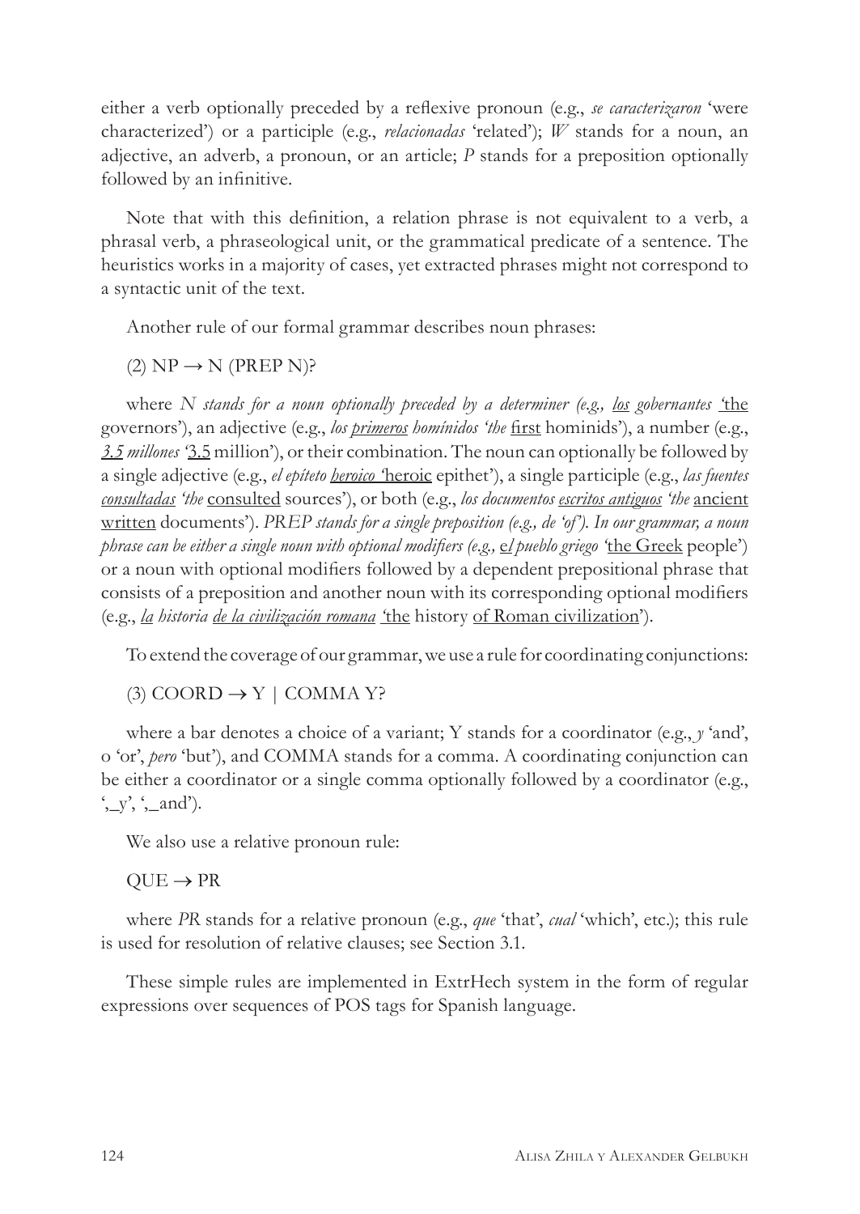either a verb optionally preceded by a reflexive pronoun (e.g., *se caracterizaron* 'were characterized') or a participle (e.g., *relacionadas* 'related'); *W* stands for a noun, an adjective, an adverb, a pronoun, or an article; *P* stands for a preposition optionally followed by an infinitive.

Note that with this definition, a relation phrase is not equivalent to a verb, a phrasal verb, a phraseological unit, or the grammatical predicate of a sentence. The heuristics works in a majority of cases, yet extracted phrases might not correspond to a syntactic unit of the text.

Another rule of our formal grammar describes noun phrases:

(2) NP → N (PREP N)?

where *N stands for a noun optionally preceded by a determiner (e.g., los gobernantes* 'the governors'), an adjective (e.g., *los primeros homínidos 'the* first hominids'), a number (e.g., *3.5 millones* '3.5 million'), or their combination. The noun can optionally be followed by a single adjective (e.g., *el epíteto heroico* 'heroic epithet'), a single participle (e.g., *las fuentes consultadas 'the* consulted sources'), or both (e.g., *los documentos escritos antiguos 'the* ancient written documents'). *PREP stands for a single preposition (e.g., de 'of'). In our grammar, a noun phrase can be either a single noun with optional modifiers (e.g., el pueblo griego* 'the Greek people') or a noun with optional modifiers followed by a dependent prepositional phrase that consists of a preposition and another noun with its corresponding optional modifiers (e.g., *la historia de la civilización romana* 'the history of Roman civilization').

To extend the coverage of our grammar, we use a rule for coordinating conjunctions:

(3) COORD → Y | COMMA Y?

where a bar denotes a choice of a variant; Y stands for a coordinator (e.g., *y* 'and', o 'or', *pero* 'but'), and COMMA stands for a comma. A coordinating conjunction can be either a coordinator or a single comma optionally followed by a coordinator (e.g., ',_y', ',_and').

We also use a relative pronoun rule:

QUE → PR

where *PR* stands for a relative pronoun (e.g., *que* 'that', *cual* 'which', etc.); this rule is used for resolution of relative clauses; see Section 3.1.

These simple rules are implemented in ExtrHech system in the form of regular expressions over sequences of POS tags for Spanish language.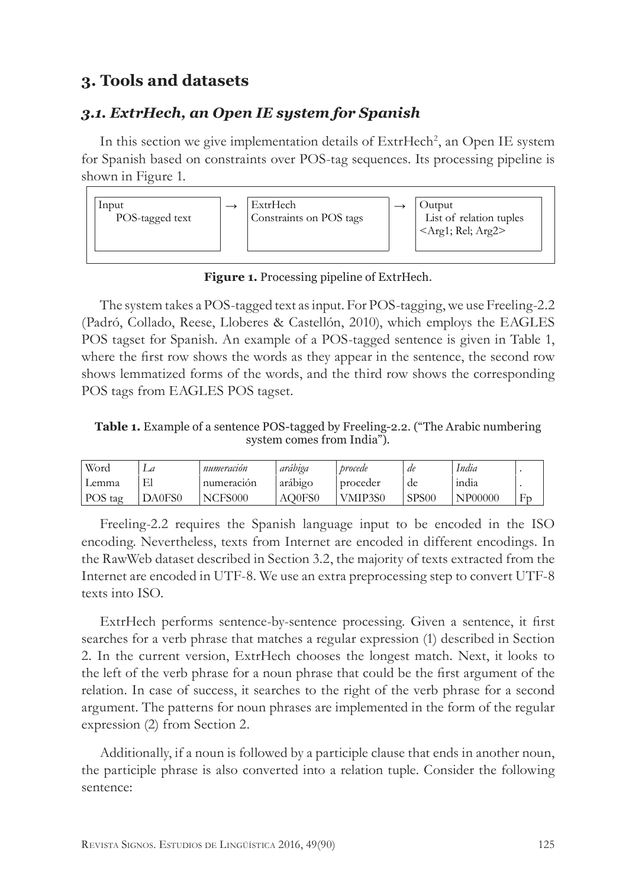## 3. Tools and datasets

### *3.1. ExtrHech, an Open IE system for Spanish*

In this section we give implementation details of ExtrHech[2], an Open IE system for Spanish based on constraints over POS-tag sequences. Its processing pipeline is shown in Figure 1.

| Input | → | ExtrHech | → | Output |
|---|---|---|---|---|
| POS-tagged text | | Constraints on POS tags | | List of relation tuples <Arg1; Rel; Arg2> |

**Figure 1.** Processing pipeline of ExtrHech.

The system takes a POS-tagged text as input. For POS-tagging, we use Freeling-2.2 (Padró, Collado, Reese, Lloberes & Castellón, 2010), which employs the EAGLES POS tagset for Spanish. An example of a POS-tagged sentence is given in Table 1, where the first row shows the words as they appear in the sentence, the second row shows lemmatized forms of the words, and the third row shows the corresponding POS tags from EAGLES POS tagset.

**Table 1.** Example of a sentence POS-tagged by Freeling-2.2. ("The Arabic numbering system comes from India").

| Word | *La* | *numeración* | *arábiga* | *procede* | *de* | *India* | . |
|---|---|---|---|---|---|---|---|
| Lemma | El | numeración | arábigo | proceder | de | india | . |
| POS tag | DA0FS0 | NCFS000 | AQ0FS0 | VMIP3S0 | SPS00 | NP00000 | Fp |

Freeling-2.2 requires the Spanish language input to be encoded in the ISO encoding. Nevertheless, texts from Internet are encoded in different encodings. In the RawWeb dataset described in Section 3.2, the majority of texts extracted from the Internet are encoded in UTF-8. We use an extra preprocessing step to convert UTF-8 texts into ISO.

ExtrHech performs sentence-by-sentence processing. Given a sentence, it first searches for a verb phrase that matches a regular expression (1) described in Section 2. In the current version, ExtrHech chooses the longest match. Next, it looks to the left of the verb phrase for a noun phrase that could be the first argument of the relation. In case of success, it searches to the right of the verb phrase for a second argument. The patterns for noun phrases are implemented in the form of the regular expression (2) from Section 2.

Additionally, if a noun is followed by a participle clause that ends in another noun, the participle phrase is also converted into a relation tuple. Consider the following sentence: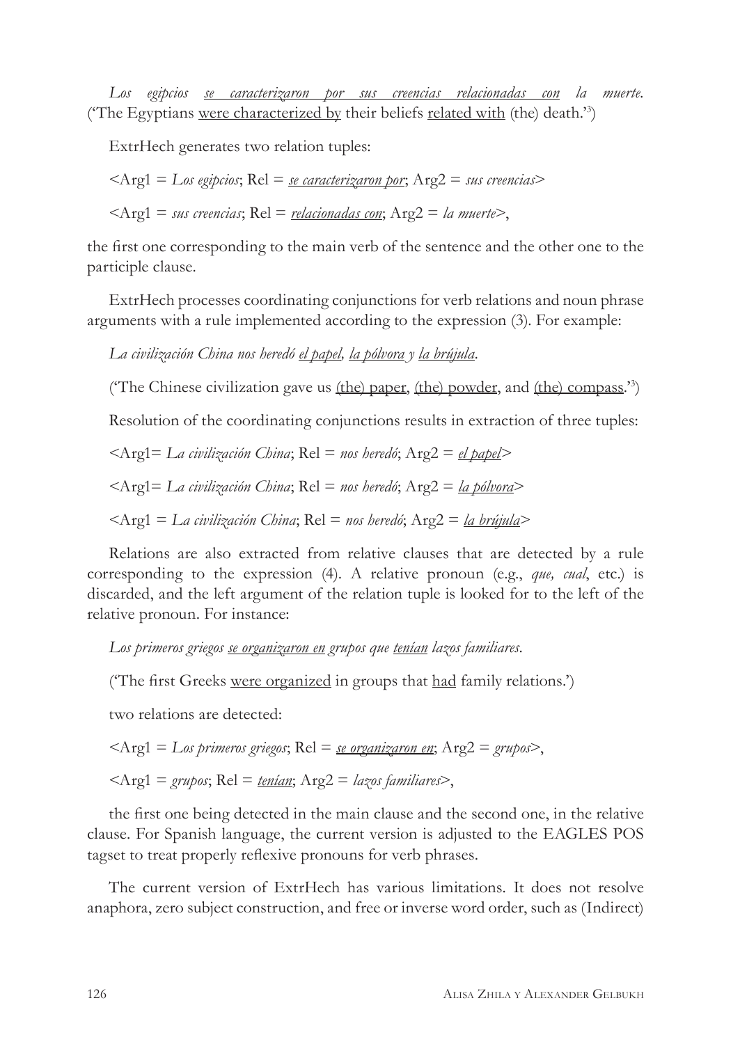*Los egipcios* <u>*se caracterizaron por*</u> *sus creencias* <u>*relacionadas con*</u> *la muerte.* ('The Egyptians <u>were characterized by</u> their beliefs <u>related with</u> (the) death.'[3])

ExtrHech generates two relation tuples:

<Arg1 = *Los egipcios*; Rel = <u>*se caracterizaron por*</u>; Arg2 = *sus creencias*>

<Arg1 = *sus creencias*; Rel = <u>*relacionadas con*</u>; Arg2 = *la muerte*>,

the first one corresponding to the main verb of the sentence and the other one to the participle clause.

ExtrHech processes coordinating conjunctions for verb relations and noun phrase arguments with a rule implemented according to the expression (3). For example:

*La civilización China nos heredó* <u>*el papel*</u>, <u>*la pólvora*</u> *y* <u>*la brújula*</u>.

('The Chinese civilization gave us <u>(the) paper</u>, <u>(the) powder</u>, and <u>(the) compass</u>.'[3])

Resolution of the coordinating conjunctions results in extraction of three tuples:

<Arg1= *La civilización China*; Rel = *nos heredó*; Arg2 = <u>*el papel*</u>>

<Arg1= *La civilización China*; Rel = *nos heredó*; Arg2 = <u>*la pólvora*</u>>

<Arg1 = *La civilización China*; Rel = *nos heredó*; Arg2 = <u>*la brújula*</u>>

Relations are also extracted from relative clauses that are detected by a rule corresponding to the expression (4). A relative pronoun (e.g., *que, cual*, etc.) is discarded, and the left argument of the relation tuple is looked for to the left of the relative pronoun. For instance:

*Los primeros griegos* <u>*se organizaron en*</u> *grupos que* <u>*tenían*</u> *lazos familiares.*

('The first Greeks <u>were organized</u> in groups that <u>had</u> family relations.')

two relations are detected:

<Arg1 = *Los primeros griegos*; Rel = <u>*se organizaron en*</u>; Arg2 = *grupos*>,

<Arg1 = *grupos*; Rel = <u>*tenían*</u>; Arg2 = *lazos familiares*>,

the first one being detected in the main clause and the second one, in the relative clause. For Spanish language, the current version is adjusted to the EAGLES POS tagset to treat properly reflexive pronouns for verb phrases.

The current version of ExtrHech has various limitations. It does not resolve anaphora, zero subject construction, and free or inverse word order, such as (Indirect)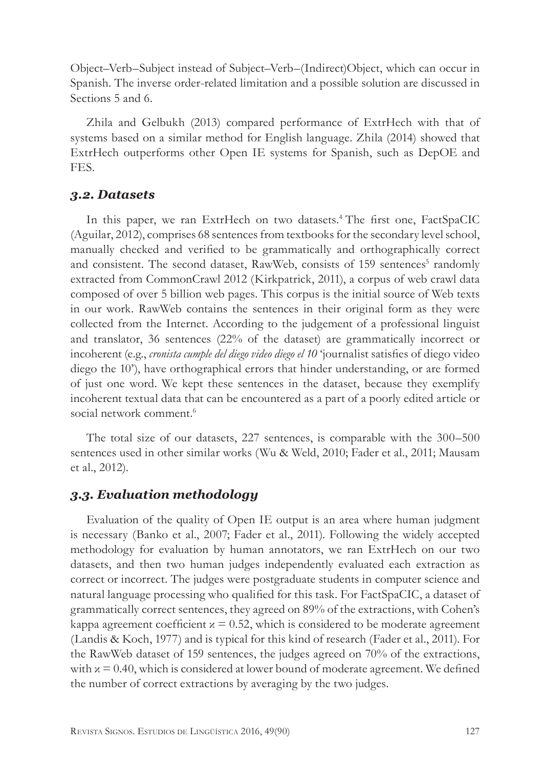Object–Verb–Subject instead of Subject–Verb–(Indirect)Object, which can occur in Spanish. The inverse order-related limitation and a possible solution are discussed in Sections 5 and 6.

Zhila and Gelbukh (2013) compared performance of ExtrHech with that of systems based on a similar method for English language. Zhila (2014) showed that ExtrHech outperforms other Open IE systems for Spanish, such as DepOE and FES.

### *3.2. Datasets*

In this paper, we ran ExtrHech on two datasets.[4] The first one, FactSpaCIC (Aguilar, 2012), comprises 68 sentences from textbooks for the secondary level school, manually checked and verified to be grammatically and orthographically correct and consistent. The second dataset, RawWeb, consists of 159 sentences[5] randomly extracted from CommonCrawl 2012 (Kirkpatrick, 2011), a corpus of web crawl data composed of over 5 billion web pages. This corpus is the initial source of Web texts in our work. RawWeb contains the sentences in their original form as they were collected from the Internet. According to the judgement of a professional linguist and translator, 36 sentences (22% of the dataset) are grammatically incorrect or incoherent (e.g., *cronista cumple del diego video diego el 10* 'journalist satisfies of diego video diego the 10'), have orthographical errors that hinder understanding, or are formed of just one word. We kept these sentences in the dataset, because they exemplify incoherent textual data that can be encountered as a part of a poorly edited article or social network comment.[6]

The total size of our datasets, 227 sentences, is comparable with the 300–500 sentences used in other similar works (Wu & Weld, 2010; Fader et al., 2011; Mausam et al., 2012).

### *3.3. Evaluation methodology*

Evaluation of the quality of Open IE output is an area where human judgment is necessary (Banko et al., 2007; Fader et al., 2011). Following the widely accepted methodology for evaluation by human annotators, we ran ExtrHech on our two datasets, and then two human judges independently evaluated each extraction as correct or incorrect. The judges were postgraduate students in computer science and natural language processing who qualified for this task. For FactSpaCIC, a dataset of grammatically correct sentences, they agreed on 89% of the extractions, with Cohen's kappa agreement coefficient $\varkappa = 0.52$, which is considered to be moderate agreement (Landis & Koch, 1977) and is typical for this kind of research (Fader et al., 2011). For the RawWeb dataset of 159 sentences, the judges agreed on 70% of the extractions, with $\varkappa = 0.40$, which is considered at lower bound of moderate agreement. We defined the number of correct extractions by averaging by the two judges.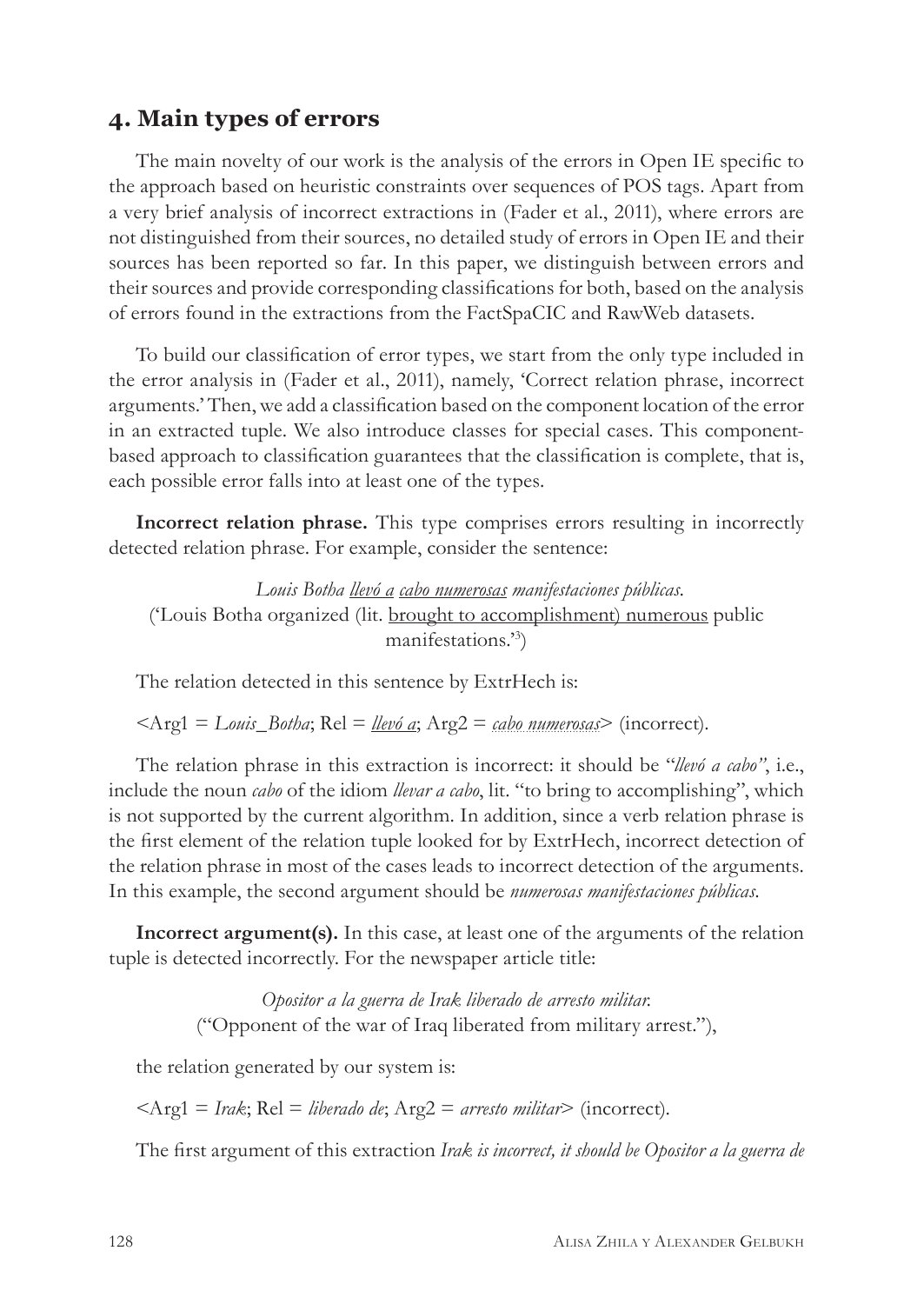## 4. Main types of errors

The main novelty of our work is the analysis of the errors in Open IE specific to the approach based on heuristic constraints over sequences of POS tags. Apart from a very brief analysis of incorrect extractions in (Fader et al., 2011), where errors are not distinguished from their sources, no detailed study of errors in Open IE and their sources has been reported so far. In this paper, we distinguish between errors and their sources and provide corresponding classifications for both, based on the analysis of errors found in the extractions from the FactSpaCIC and RawWeb datasets.

To build our classification of error types, we start from the only type included in the error analysis in (Fader et al., 2011), namely, 'Correct relation phrase, incorrect arguments.' Then, we add a classification based on the component location of the error in an extracted tuple. We also introduce classes for special cases. This component-based approach to classification guarantees that the classification is complete, that is, each possible error falls into at least one of the types.

**Incorrect relation phrase.** This type comprises errors resulting in incorrectly detected relation phrase. For example, consider the sentence:

*Louis Botha <u>llevó a</u> <u>cabo numerosas</u> manifestaciones públicas.*
('Louis Botha organized (lit. <u>brought to accomplishment</u>) <u>numerous</u> public manifestations.'[3])

The relation detected in this sentence by ExtrHech is:

<Arg1 = *Louis_Botha*; Rel = *<u>llevó a</u>*; Arg2 = *<u>cabo numerosas</u>*> (incorrect).

The relation phrase in this extraction is incorrect: it should be "*llevó a cabo"*, i.e., include the noun *cabo* of the idiom *llevar a cabo*, lit. "to bring to accomplishing", which is not supported by the current algorithm. In addition, since a verb relation phrase is the first element of the relation tuple looked for by ExtrHech, incorrect detection of the relation phrase in most of the cases leads to incorrect detection of the arguments. In this example, the second argument should be *numerosas manifestaciones públicas*.

**Incorrect argument(s).** In this case, at least one of the arguments of the relation tuple is detected incorrectly. For the newspaper article title:

*Opositor a la guerra de Irak liberado de arresto militar.*
("Opponent of the war of Iraq liberated from military arrest."),

the relation generated by our system is:

<Arg1 = *Irak*; Rel = *liberado de*; Arg2 = *arresto militar*> (incorrect).

The first argument of this extraction *Irak is incorrect, it should be Opositor a la guerra de*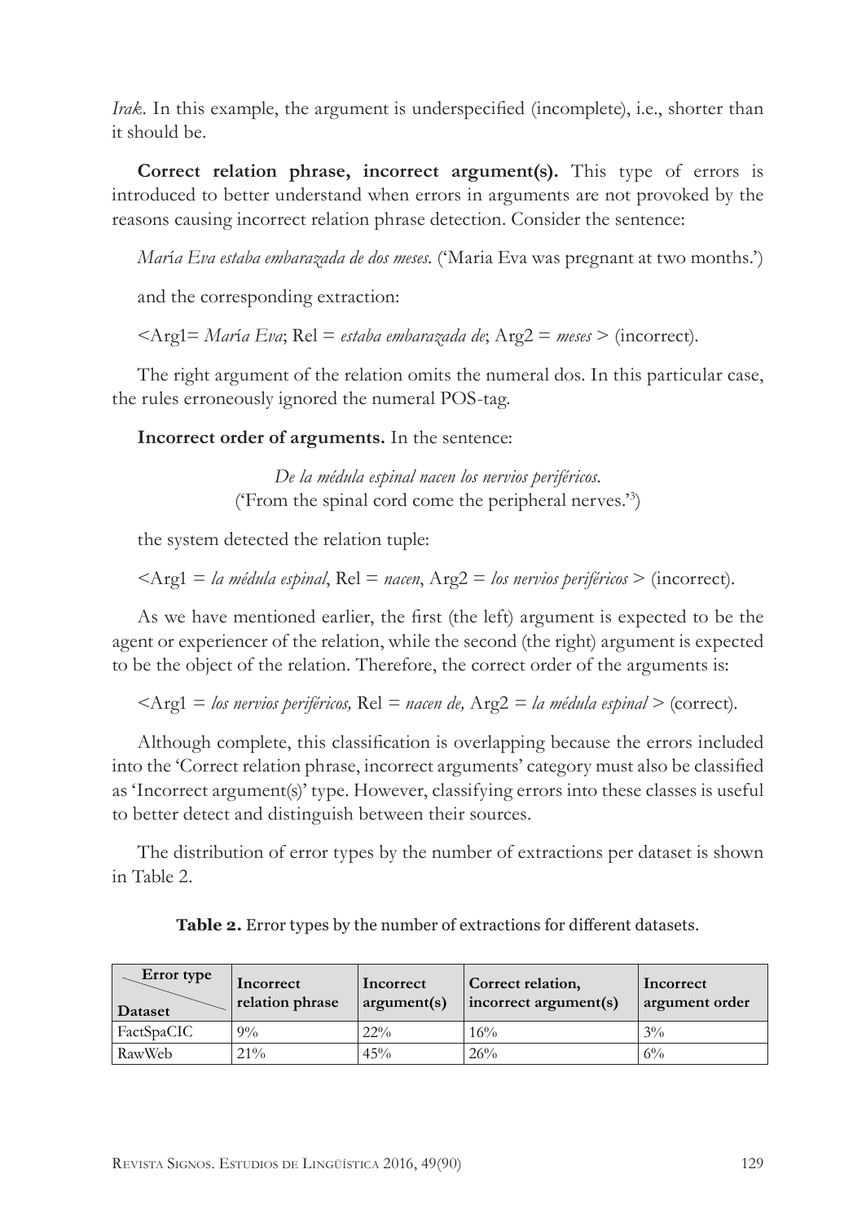*Irak*. In this example, the argument is underspecified (incomplete), i.e., shorter than it should be.

**Correct relation phrase, incorrect argument(s).** This type of errors is introduced to better understand when errors in arguments are not provoked by the reasons causing incorrect relation phrase detection. Consider the sentence:

*María Eva estaba embarazada de dos meses.* ('Maria Eva was pregnant at two months.')

and the corresponding extraction:

<Arg1= *María Eva*; Rel = *estaba embarazada de*; Arg2 = *meses* > (incorrect).

The right argument of the relation omits the numeral dos. In this particular case, the rules erroneously ignored the numeral POS-tag.

**Incorrect order of arguments.** In the sentence:

*De la médula espinal nacen los nervios periféricos.*
('From the spinal cord come the peripheral nerves.'[3])

the system detected the relation tuple:

<Arg1 = *la médula espinal*, Rel = *nacen*, Arg2 = *los nervios periféricos* > (incorrect).

As we have mentioned earlier, the first (the left) argument is expected to be the agent or experiencer of the relation, while the second (the right) argument is expected to be the object of the relation. Therefore, the correct order of the arguments is:

<Arg1 = *los nervios periféricos,* Rel = *nacen de,* Arg2 = *la médula espinal* > (correct).

Although complete, this classification is overlapping because the errors included into the 'Correct relation phrase, incorrect arguments' category must also be classified as 'Incorrect argument(s)' type. However, classifying errors into these classes is useful to better detect and distinguish between their sources.

The distribution of error types by the number of extractions per dataset is shown in Table 2.

**Table 2.** Error types by the number of extractions for different datasets.

| Error type / Dataset | Incorrect relation phrase | Incorrect argument(s) | Correct relation, incorrect argument(s) | Incorrect argument order |
|---|---|---|---|---|
| FactSpaCIC | 9% | 22% | 16% | 3% |
| RawWeb | 21% | 45% | 26% | 6% |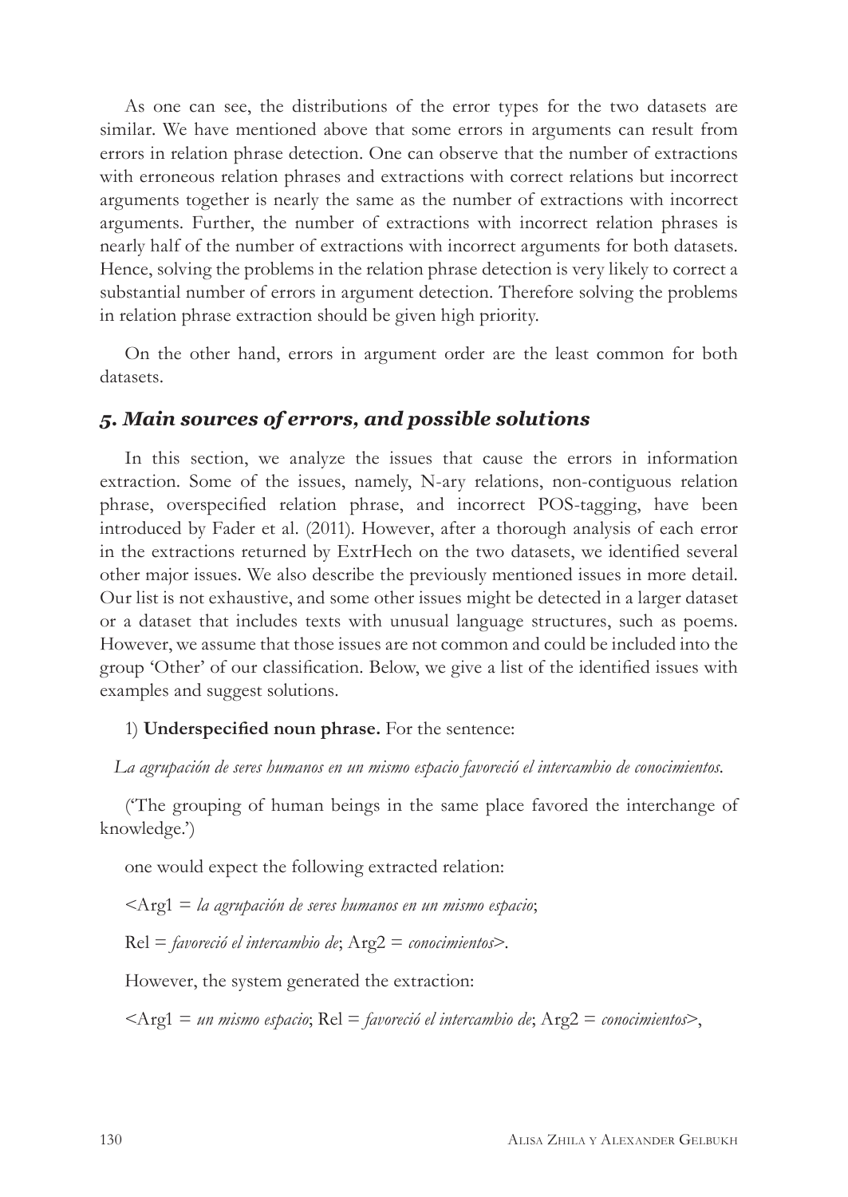As one can see, the distributions of the error types for the two datasets are similar. We have mentioned above that some errors in arguments can result from errors in relation phrase detection. One can observe that the number of extractions with erroneous relation phrases and extractions with correct relations but incorrect arguments together is nearly the same as the number of extractions with incorrect arguments. Further, the number of extractions with incorrect relation phrases is nearly half of the number of extractions with incorrect arguments for both datasets. Hence, solving the problems in the relation phrase detection is very likely to correct a substantial number of errors in argument detection. Therefore solving the problems in relation phrase extraction should be given high priority.

On the other hand, errors in argument order are the least common for both datasets.

## *5. Main sources of errors, and possible solutions*

In this section, we analyze the issues that cause the errors in information extraction. Some of the issues, namely, N-ary relations, non-contiguous relation phrase, overspecified relation phrase, and incorrect POS-tagging, have been introduced by Fader et al. (2011). However, after a thorough analysis of each error in the extractions returned by ExtrHech on the two datasets, we identified several other major issues. We also describe the previously mentioned issues in more detail. Our list is not exhaustive, and some other issues might be detected in a larger dataset or a dataset that includes texts with unusual language structures, such as poems. However, we assume that those issues are not common and could be included into the group 'Other' of our classification. Below, we give a list of the identified issues with examples and suggest solutions.

1) **Underspecified noun phrase.** For the sentence:

*La agrupación de seres humanos en un mismo espacio favoreció el intercambio de conocimientos.*

('The grouping of human beings in the same place favored the interchange of knowledge.')

one would expect the following extracted relation:

<Arg1 = *la agrupación de seres humanos en un mismo espacio*;

Rel = *favoreció el intercambio de*; Arg2 = *conocimientos*>.

However, the system generated the extraction:

<Arg1 = *un mismo espacio*; Rel = *favoreció el intercambio de*; Arg2 = *conocimientos*>,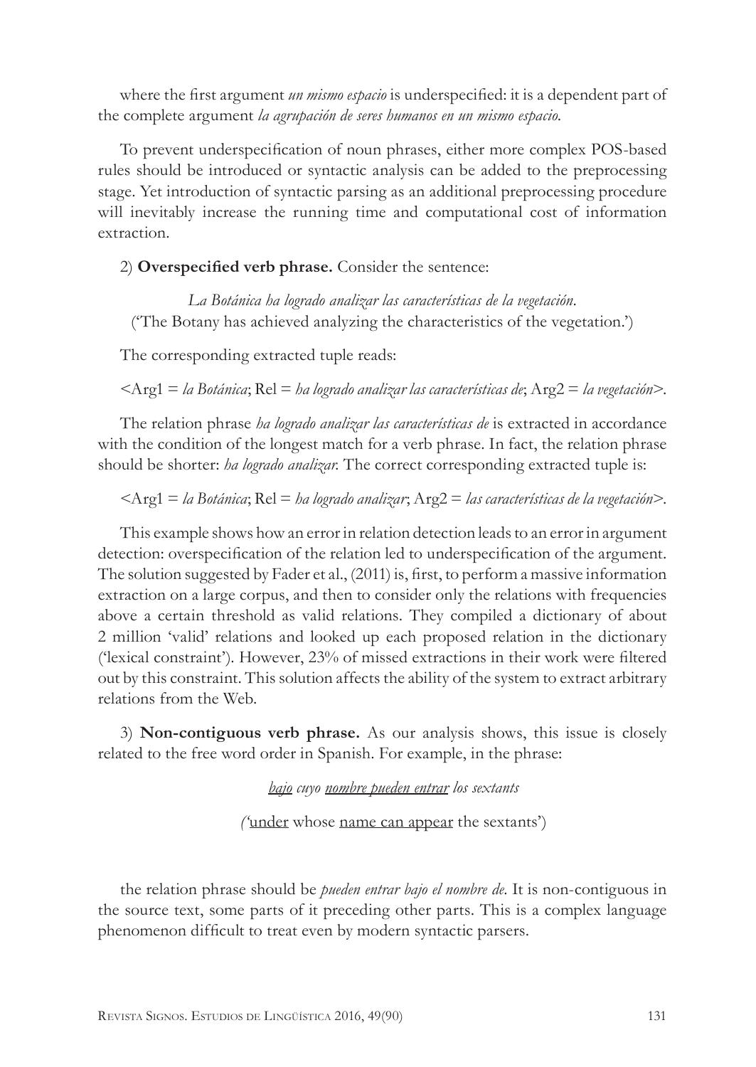where the first argument *un mismo espacio* is underspecified: it is a dependent part of the complete argument *la agrupación de seres humanos en un mismo espacio*.

To prevent underspecification of noun phrases, either more complex POS-based rules should be introduced or syntactic analysis can be added to the preprocessing stage. Yet introduction of syntactic parsing as an additional preprocessing procedure will inevitably increase the running time and computational cost of information extraction.

2) **Overspecified verb phrase.** Consider the sentence:

*La Botánica ha logrado analizar las características de la vegetación*.
('The Botany has achieved analyzing the characteristics of the vegetation.')

The corresponding extracted tuple reads:

<Arg1 = *la Botánica*; Rel = *ha logrado analizar las características de*; Arg2 = *la vegetación*>.

The relation phrase *ha logrado analizar las características de* is extracted in accordance with the condition of the longest match for a verb phrase. In fact, the relation phrase should be shorter: *ha logrado analizar*. The correct corresponding extracted tuple is:

<Arg1 = *la Botánica*; Rel = *ha logrado analizar*; Arg2 = *las características de la vegetación*>.

This example shows how an error in relation detection leads to an error in argument detection: overspecification of the relation led to underspecification of the argument. The solution suggested by Fader et al., (2011) is, first, to perform a massive information extraction on a large corpus, and then to consider only the relations with frequencies above a certain threshold as valid relations. They compiled a dictionary of about 2 million 'valid' relations and looked up each proposed relation in the dictionary ('lexical constraint'). However, 23% of missed extractions in their work were filtered out by this constraint. This solution affects the ability of the system to extract arbitrary relations from the Web.

3) **Non-contiguous verb phrase.** As our analysis shows, this issue is closely related to the free word order in Spanish. For example, in the phrase:

*bajo cuyo nombre pueden entrar los sextants*

('under whose name can appear the sextants')

the relation phrase should be *pueden entrar bajo el nombre de*. It is non-contiguous in the source text, some parts of it preceding other parts. This is a complex language phenomenon difficult to treat even by modern syntactic parsers.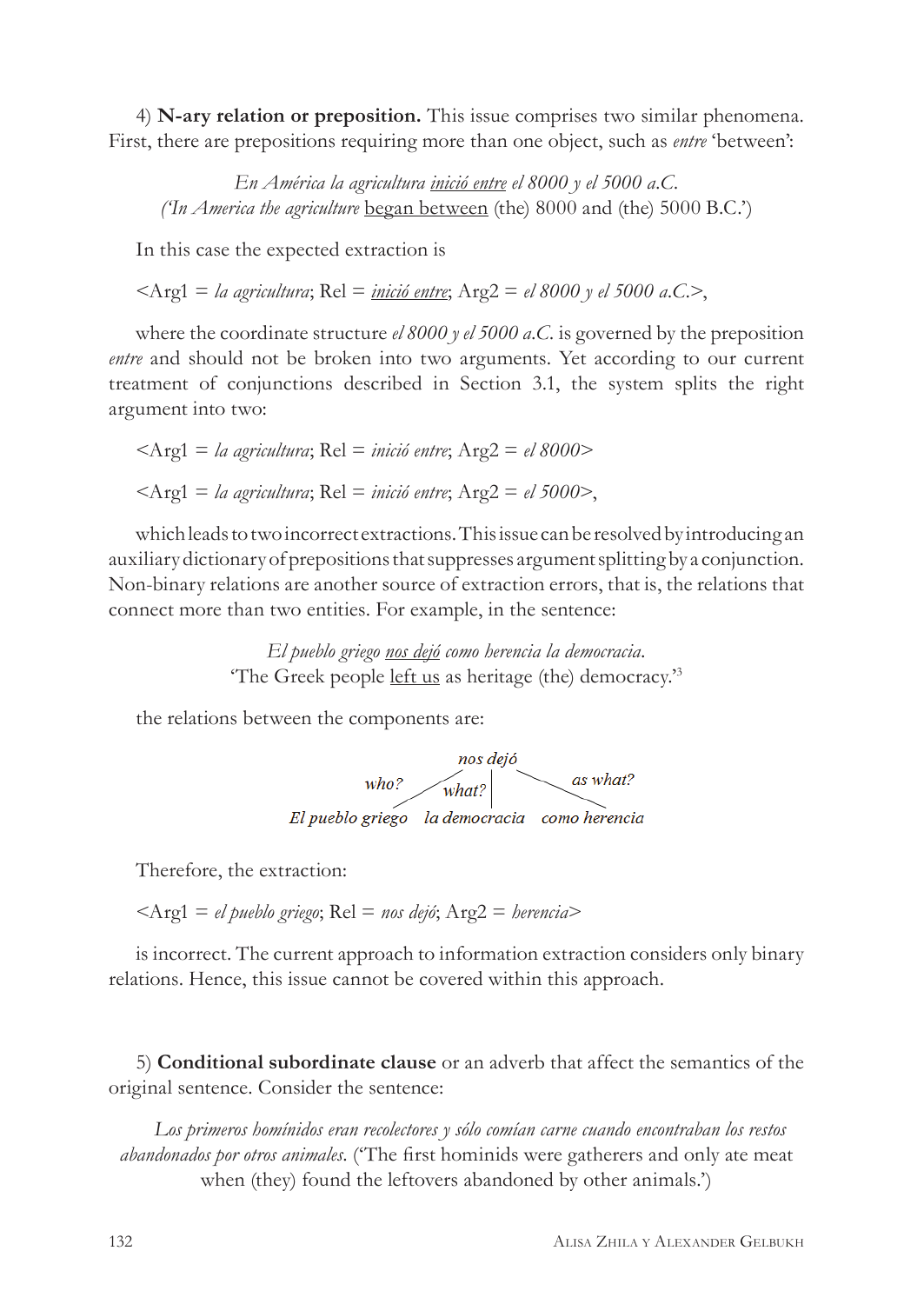4) **N-ary relation or preposition.** This issue comprises two similar phenomena. First, there are prepositions requiring more than one object, such as *entre* 'between':

*En América la agricultura* <u>*inició entre*</u> *el 8000 y el 5000 a.C.*
*('In America the agriculture* <u>began between</u> (the) 8000 and (the) 5000 B.C.')

In this case the expected extraction is

<Arg1 = *la agricultura*; Rel = <u>*inició entre*</u>; Arg2 = *el 8000 y el 5000 a.C.*>,

where the coordinate structure *el 8000 y el 5000 a.C.* is governed by the preposition *entre* and should not be broken into two arguments. Yet according to our current treatment of conjunctions described in Section 3.1, the system splits the right argument into two:

<Arg1 = *la agricultura*; Rel = *inició entre*; Arg2 = *el 8000*>

<Arg1 = *la agricultura*; Rel = *inició entre*; Arg2 = *el 5000*>,

which leads to two incorrect extractions. This issue can be resolved by introducing an auxiliary dictionary of prepositions that suppresses argument splitting by a conjunction. Non-binary relations are another source of extraction errors, that is, the relations that connect more than two entities. For example, in the sentence:

*El pueblo griego* <u>*nos dejó*</u> *como herencia la democracia.*
'The Greek people <u>left us</u> as heritage (the) democracy.'[3]

the relations between the components are:

```
                          nos dejó
            who?  /         |        \   as what?
                 /   what?  |         \
   El pueblo griego    la democracia    como herencia
```

Therefore, the extraction:

<Arg1 = *el pueblo griego*; Rel = *nos dejó*; Arg2 = *herencia*>

is incorrect. The current approach to information extraction considers only binary relations. Hence, this issue cannot be covered within this approach.

5) **Conditional subordinate clause** or an adverb that affect the semantics of the original sentence. Consider the sentence:

*Los primeros homínidos eran recolectores y sólo comían carne cuando encontraban los restos abandonados por otros animales.* ('The first hominids were gatherers and only ate meat when (they) found the leftovers abandoned by other animals.')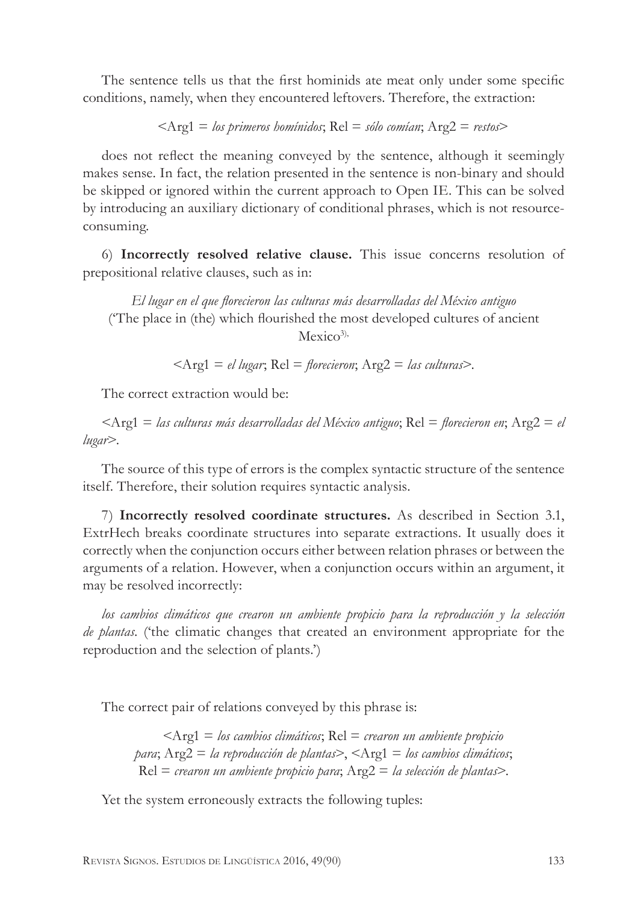The sentence tells us that the first hominids ate meat only under some specific conditions, namely, when they encountered leftovers. Therefore, the extraction:

<Arg1 = *los primeros homínidos*; Rel = *sólo comían*; Arg2 = *restos*>

does not reflect the meaning conveyed by the sentence, although it seemingly makes sense. In fact, the relation presented in the sentence is non-binary and should be skipped or ignored within the current approach to Open IE. This can be solved by introducing an auxiliary dictionary of conditional phrases, which is not resource-consuming.

6) **Incorrectly resolved relative clause.** This issue concerns resolution of prepositional relative clauses, such as in:

*El lugar en el que florecieron las culturas más desarrolladas del México antiguo*
('The place in (the) which flourished the most developed cultures of ancient Mexico[3]),

<Arg1 = *el lugar*; Rel = *florecieron*; Arg2 = *las culturas*>.

The correct extraction would be:

<Arg1 = *las culturas más desarrolladas del México antiguo*; Rel = *florecieron en*; Arg2 = *el lugar*>.

The source of this type of errors is the complex syntactic structure of the sentence itself. Therefore, their solution requires syntactic analysis.

7) **Incorrectly resolved coordinate structures.** As described in Section 3.1, ExtrHech breaks coordinate structures into separate extractions. It usually does it correctly when the conjunction occurs either between relation phrases or between the arguments of a relation. However, when a conjunction occurs within an argument, it may be resolved incorrectly:

*los cambios climáticos que crearon un ambiente propicio para la reproducción y la selección de plantas*. ('the climatic changes that created an environment appropriate for the reproduction and the selection of plants.')

The correct pair of relations conveyed by this phrase is:

<Arg1 = *los cambios climáticos*; Rel = *crearon un ambiente propicio para*; Arg2 = *la reproducción de plantas*>, <Arg1 = *los cambios climáticos*; Rel = *crearon un ambiente propicio para*; Arg2 = *la selección de plantas*>.

Yet the system erroneously extracts the following tuples: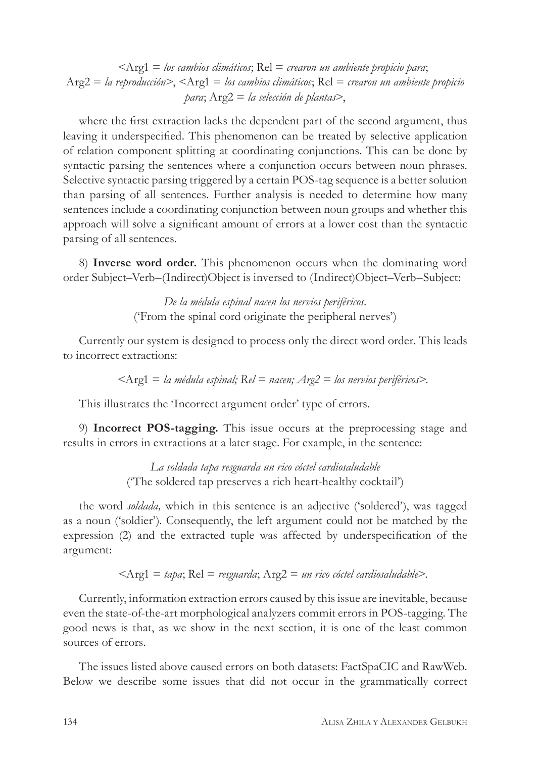<Arg1 = *los cambios climáticos*; Rel = *crearon un ambiente propicio para*; Arg2 = *la reproducción*>, <Arg1 = *los cambios climáticos*; Rel = *crearon un ambiente propicio para*; Arg2 = *la selección de plantas*>,

where the first extraction lacks the dependent part of the second argument, thus leaving it underspecified. This phenomenon can be treated by selective application of relation component splitting at coordinating conjunctions. This can be done by syntactic parsing the sentences where a conjunction occurs between noun phrases. Selective syntactic parsing triggered by a certain POS-tag sequence is a better solution than parsing of all sentences. Further analysis is needed to determine how many sentences include a coordinating conjunction between noun groups and whether this approach will solve a significant amount of errors at a lower cost than the syntactic parsing of all sentences.

8) **Inverse word order.** This phenomenon occurs when the dominating word order Subject–Verb–(Indirect)Object is inversed to (Indirect)Object–Verb–Subject:

*De la médula espinal nacen los nervios periféricos.*
('From the spinal cord originate the peripheral nerves')

Currently our system is designed to process only the direct word order. This leads to incorrect extractions:

<Arg1 = *la médula espinal; Rel = nacen; Arg2 = los nervios periféricos*>.

This illustrates the 'Incorrect argument order' type of errors.

9) **Incorrect POS-tagging.** This issue occurs at the preprocessing stage and results in errors in extractions at a later stage. For example, in the sentence:

*La soldada tapa resguarda un rico cóctel cardiosaludable*
('The soldered tap preserves a rich heart-healthy cocktail')

the word *soldada,* which in this sentence is an adjective ('soldered'), was tagged as a noun ('soldier'). Consequently, the left argument could not be matched by the expression (2) and the extracted tuple was affected by underspecification of the argument:

<Arg1 = *tapa*; Rel = *resguarda*; Arg2 = *un rico cóctel cardiosaludable*>.

Currently, information extraction errors caused by this issue are inevitable, because even the state-of-the-art morphological analyzers commit errors in POS-tagging. The good news is that, as we show in the next section, it is one of the least common sources of errors.

The issues listed above caused errors on both datasets: FactSpaCIC and RawWeb. Below we describe some issues that did not occur in the grammatically correct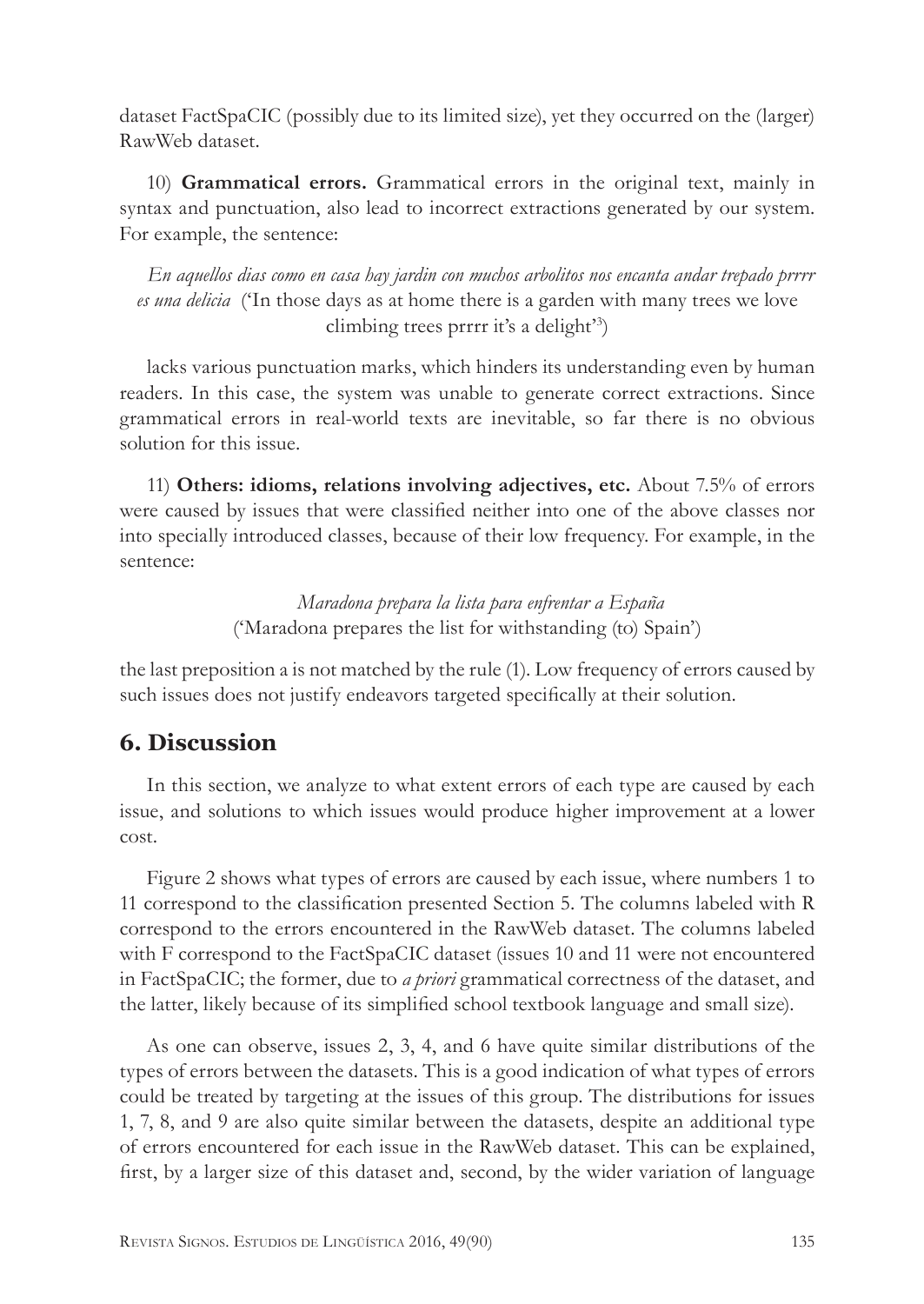dataset FactSpaCIC (possibly due to its limited size), yet they occurred on the (larger) RawWeb dataset.

10) **Grammatical errors.** Grammatical errors in the original text, mainly in syntax and punctuation, also lead to incorrect extractions generated by our system. For example, the sentence:

*En aquellos dias como en casa hay jardin con muchos arbolitos nos encanta andar trepado prrrr es una delicia* ('In those days as at home there is a garden with many trees we love climbing trees prrrr it's a delight'[3])

lacks various punctuation marks, which hinders its understanding even by human readers. In this case, the system was unable to generate correct extractions. Since grammatical errors in real-world texts are inevitable, so far there is no obvious solution for this issue.

11) **Others: idioms, relations involving adjectives, etc.** About 7.5% of errors were caused by issues that were classified neither into one of the above classes nor into specially introduced classes, because of their low frequency. For example, in the sentence:

*Maradona prepara la lista para enfrentar a España*
('Maradona prepares the list for withstanding (to) Spain')

the last preposition a is not matched by the rule (1). Low frequency of errors caused by such issues does not justify endeavors targeted specifically at their solution.

## 6. Discussion

In this section, we analyze to what extent errors of each type are caused by each issue, and solutions to which issues would produce higher improvement at a lower cost.

Figure 2 shows what types of errors are caused by each issue, where numbers 1 to 11 correspond to the classification presented Section 5. The columns labeled with R correspond to the errors encountered in the RawWeb dataset. The columns labeled with F correspond to the FactSpaCIC dataset (issues 10 and 11 were not encountered in FactSpaCIC; the former, due to *a priori* grammatical correctness of the dataset, and the latter, likely because of its simplified school textbook language and small size).

As one can observe, issues 2, 3, 4, and 6 have quite similar distributions of the types of errors between the datasets. This is a good indication of what types of errors could be treated by targeting at the issues of this group. The distributions for issues 1, 7, 8, and 9 are also quite similar between the datasets, despite an additional type of errors encountered for each issue in the RawWeb dataset. This can be explained, first, by a larger size of this dataset and, second, by the wider variation of language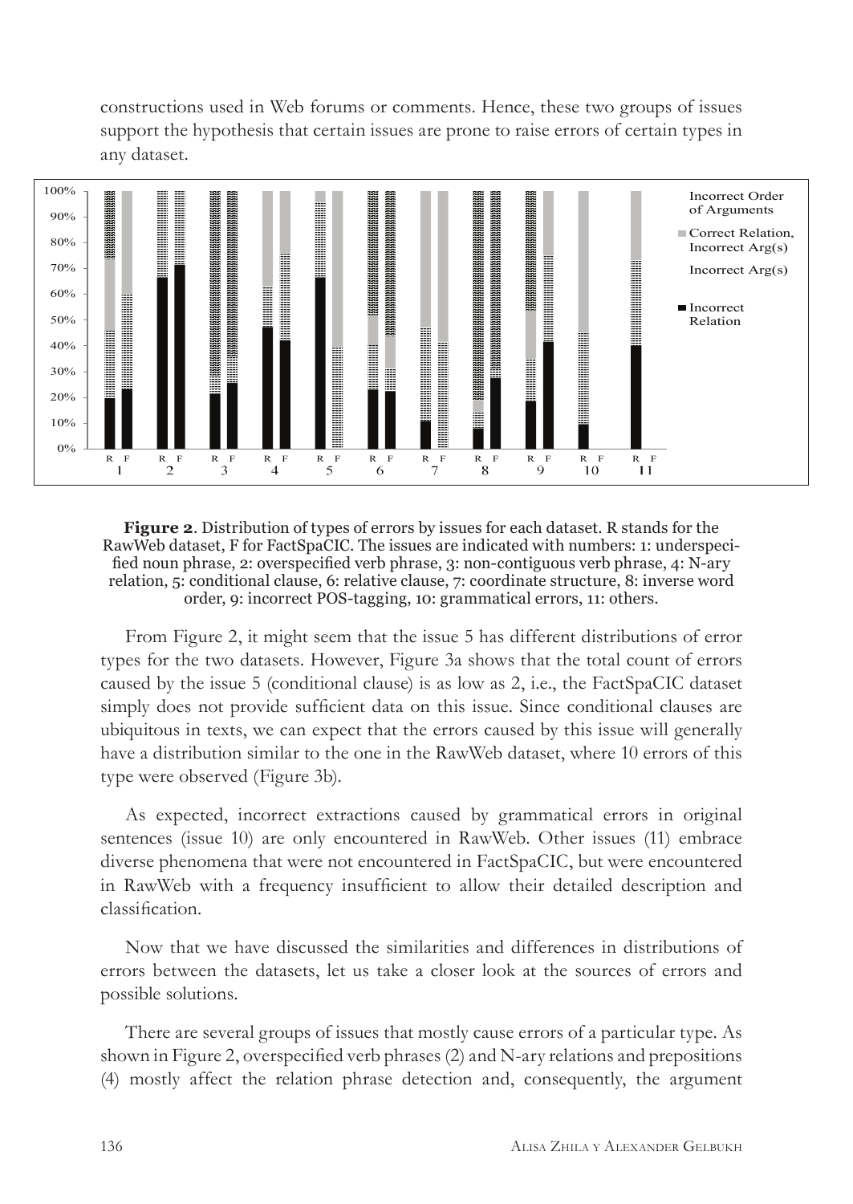constructions used in Web forums or comments. Hence, these two groups of issues support the hypothesis that certain issues are prone to raise errors of certain types in any dataset.

**Figure 2**. Distribution of types of errors by issues for each dataset. R stands for the RawWeb dataset, F for FactSpaCIC. The issues are indicated with numbers: 1: underspecified noun phrase, 2: overspecified verb phrase, 3: non-contiguous verb phrase, 4: N-ary relation, 5: conditional clause, 6: relative clause, 7: coordinate structure, 8: inverse word order, 9: incorrect POS-tagging, 10: grammatical errors, 11: others.

From Figure 2, it might seem that the issue 5 has different distributions of error types for the two datasets. However, Figure 3a shows that the total count of errors caused by the issue 5 (conditional clause) is as low as 2, i.e., the FactSpaCIC dataset simply does not provide sufficient data on this issue. Since conditional clauses are ubiquitous in texts, we can expect that the errors caused by this issue will generally have a distribution similar to the one in the RawWeb dataset, where 10 errors of this type were observed (Figure 3b).

As expected, incorrect extractions caused by grammatical errors in original sentences (issue 10) are only encountered in RawWeb. Other issues (11) embrace diverse phenomena that were not encountered in FactSpaCIC, but were encountered in RawWeb with a frequency insufficient to allow their detailed description and classification.

Now that we have discussed the similarities and differences in distributions of errors between the datasets, let us take a closer look at the sources of errors and possible solutions.

There are several groups of issues that mostly cause errors of a particular type. As shown in Figure 2, overspecified verb phrases (2) and N-ary relations and prepositions (4) mostly affect the relation phrase detection and, consequently, the argument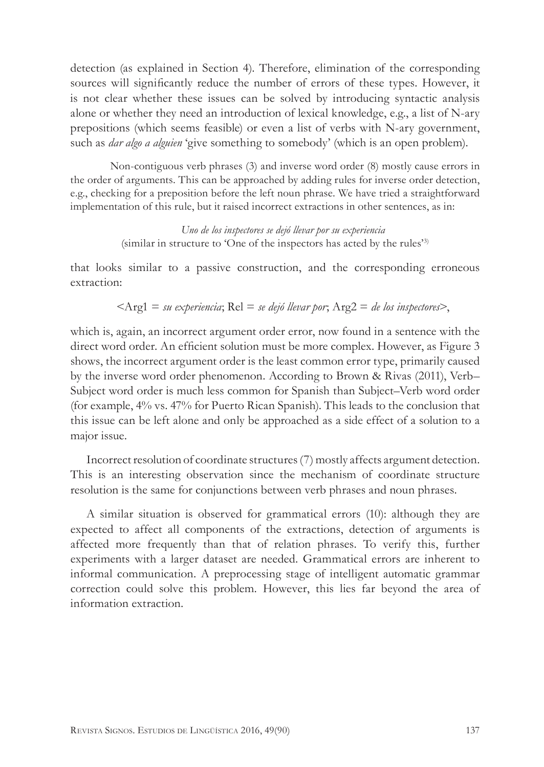detection (as explained in Section 4). Therefore, elimination of the corresponding sources will significantly reduce the number of errors of these types. However, it is not clear whether these issues can be solved by introducing syntactic analysis alone or whether they need an introduction of lexical knowledge, e.g., a list of N-ary prepositions (which seems feasible) or even a list of verbs with N-ary government, such as *dar algo a alguien* 'give something to somebody' (which is an open problem).

Non-contiguous verb phrases (3) and inverse word order (8) mostly cause errors in the order of arguments. This can be approached by adding rules for inverse order detection, e.g., checking for a preposition before the left noun phrase. We have tried a straightforward implementation of this rule, but it raised incorrect extractions in other sentences, as in:

*Uno de los inspectores se dejó llevar por su experiencia*
(similar in structure to 'One of the inspectors has acted by the rules'[3])

that looks similar to a passive construction, and the corresponding erroneous extraction:

<Arg1 = *su experiencia*; Rel = *se dejó llevar por*; Arg2 = *de los inspectores*>,

which is, again, an incorrect argument order error, now found in a sentence with the direct word order. An efficient solution must be more complex. However, as Figure 3 shows, the incorrect argument order is the least common error type, primarily caused by the inverse word order phenomenon. According to Brown & Rivas (2011), Verb–Subject word order is much less common for Spanish than Subject–Verb word order (for example, 4% vs. 47% for Puerto Rican Spanish). This leads to the conclusion that this issue can be left alone and only be approached as a side effect of a solution to a major issue.

Incorrect resolution of coordinate structures (7) mostly affects argument detection. This is an interesting observation since the mechanism of coordinate structure resolution is the same for conjunctions between verb phrases and noun phrases.

A similar situation is observed for grammatical errors (10): although they are expected to affect all components of the extractions, detection of arguments is affected more frequently than that of relation phrases. To verify this, further experiments with a larger dataset are needed. Grammatical errors are inherent to informal communication. A preprocessing stage of intelligent automatic grammar correction could solve this problem. However, this lies far beyond the area of information extraction.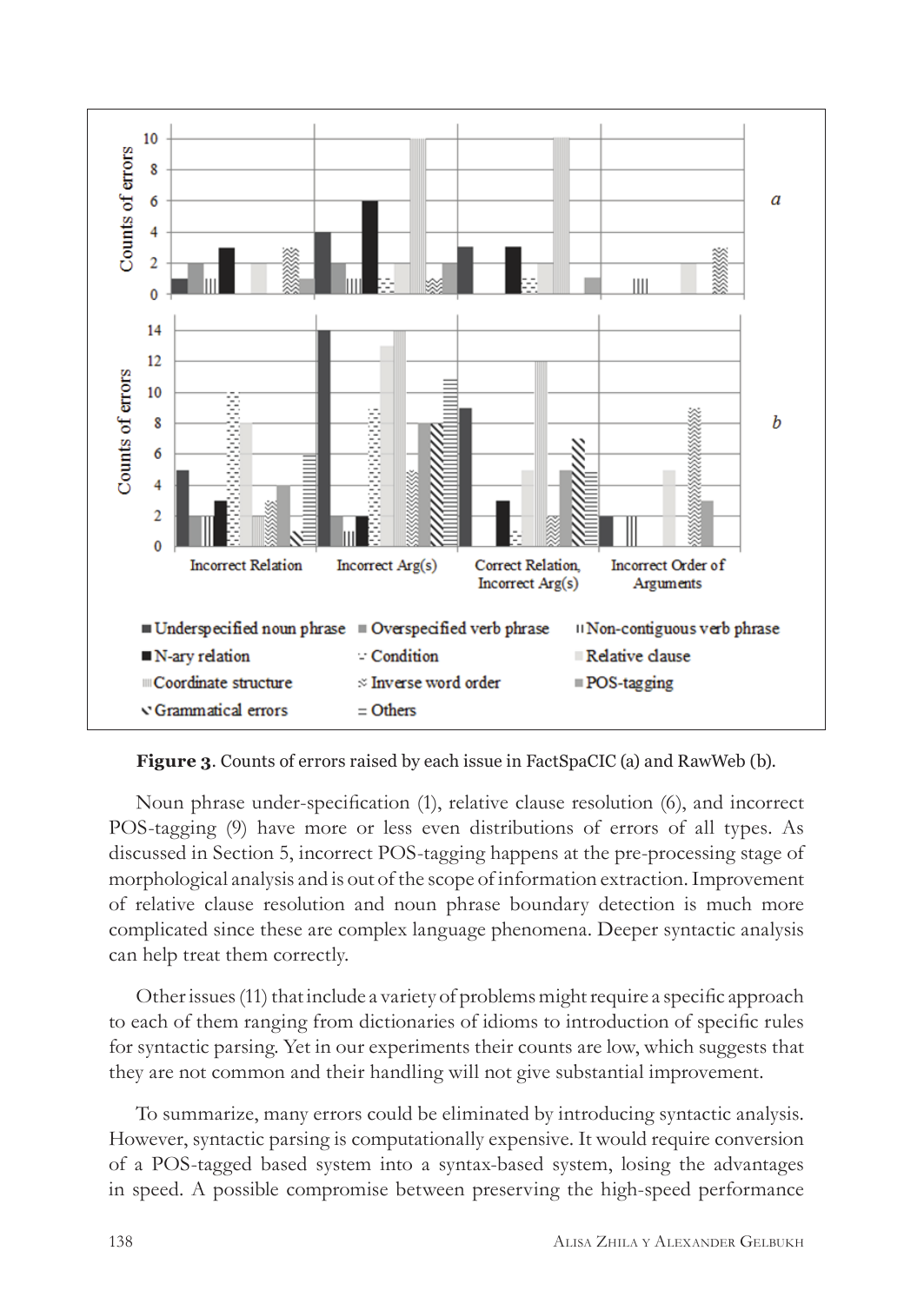**Figure 3**. Counts of errors raised by each issue in FactSpaCIC (a) and RawWeb (b).

Noun phrase under-specification (1), relative clause resolution (6), and incorrect POS-tagging (9) have more or less even distributions of errors of all types. As discussed in Section 5, incorrect POS-tagging happens at the pre-processing stage of morphological analysis and is out of the scope of information extraction. Improvement of relative clause resolution and noun phrase boundary detection is much more complicated since these are complex language phenomena. Deeper syntactic analysis can help treat them correctly.

Other issues (11) that include a variety of problems might require a specific approach to each of them ranging from dictionaries of idioms to introduction of specific rules for syntactic parsing. Yet in our experiments their counts are low, which suggests that they are not common and their handling will not give substantial improvement.

To summarize, many errors could be eliminated by introducing syntactic analysis. However, syntactic parsing is computationally expensive. It would require conversion of a POS-tagged based system into a syntax-based system, losing the advantages in speed. A possible compromise between preserving the high-speed performance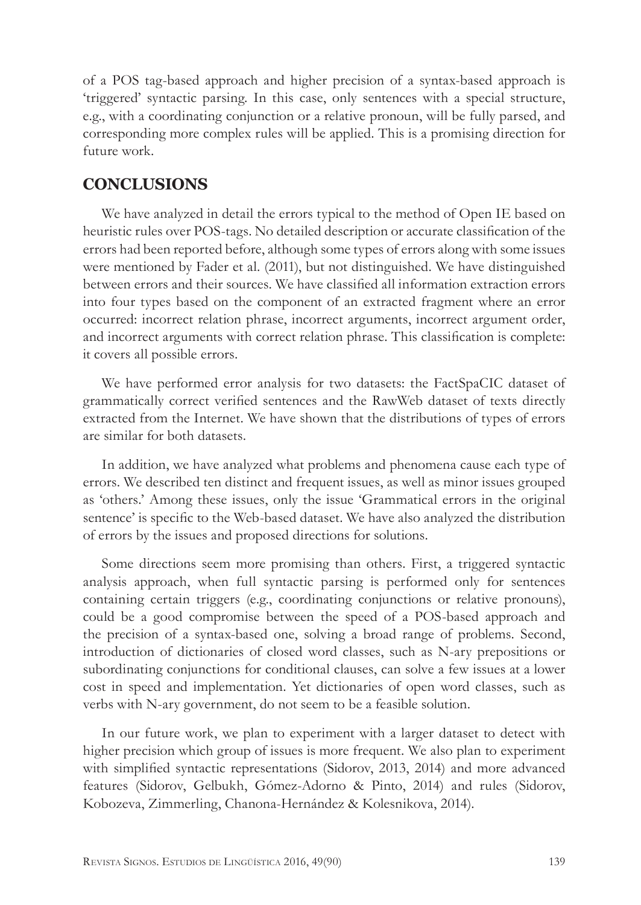of a POS tag-based approach and higher precision of a syntax-based approach is 'triggered' syntactic parsing. In this case, only sentences with a special structure, e.g., with a coordinating conjunction or a relative pronoun, will be fully parsed, and corresponding more complex rules will be applied. This is a promising direction for future work.

## CONCLUSIONS

We have analyzed in detail the errors typical to the method of Open IE based on heuristic rules over POS-tags. No detailed description or accurate classification of the errors had been reported before, although some types of errors along with some issues were mentioned by Fader et al. (2011), but not distinguished. We have distinguished between errors and their sources. We have classified all information extraction errors into four types based on the component of an extracted fragment where an error occurred: incorrect relation phrase, incorrect arguments, incorrect argument order, and incorrect arguments with correct relation phrase. This classification is complete: it covers all possible errors.

We have performed error analysis for two datasets: the FactSpaCIC dataset of grammatically correct verified sentences and the RawWeb dataset of texts directly extracted from the Internet. We have shown that the distributions of types of errors are similar for both datasets.

In addition, we have analyzed what problems and phenomena cause each type of errors. We described ten distinct and frequent issues, as well as minor issues grouped as 'others.' Among these issues, only the issue 'Grammatical errors in the original sentence' is specific to the Web-based dataset. We have also analyzed the distribution of errors by the issues and proposed directions for solutions.

Some directions seem more promising than others. First, a triggered syntactic analysis approach, when full syntactic parsing is performed only for sentences containing certain triggers (e.g., coordinating conjunctions or relative pronouns), could be a good compromise between the speed of a POS-based approach and the precision of a syntax-based one, solving a broad range of problems. Second, introduction of dictionaries of closed word classes, such as N-ary prepositions or subordinating conjunctions for conditional clauses, can solve a few issues at a lower cost in speed and implementation. Yet dictionaries of open word classes, such as verbs with N-ary government, do not seem to be a feasible solution.

In our future work, we plan to experiment with a larger dataset to detect with higher precision which group of issues is more frequent. We also plan to experiment with simplified syntactic representations (Sidorov, 2013, 2014) and more advanced features (Sidorov, Gelbukh, Gómez-Adorno & Pinto, 2014) and rules (Sidorov, Kobozeva, Zimmerling, Chanona-Hernández & Kolesnikova, 2014).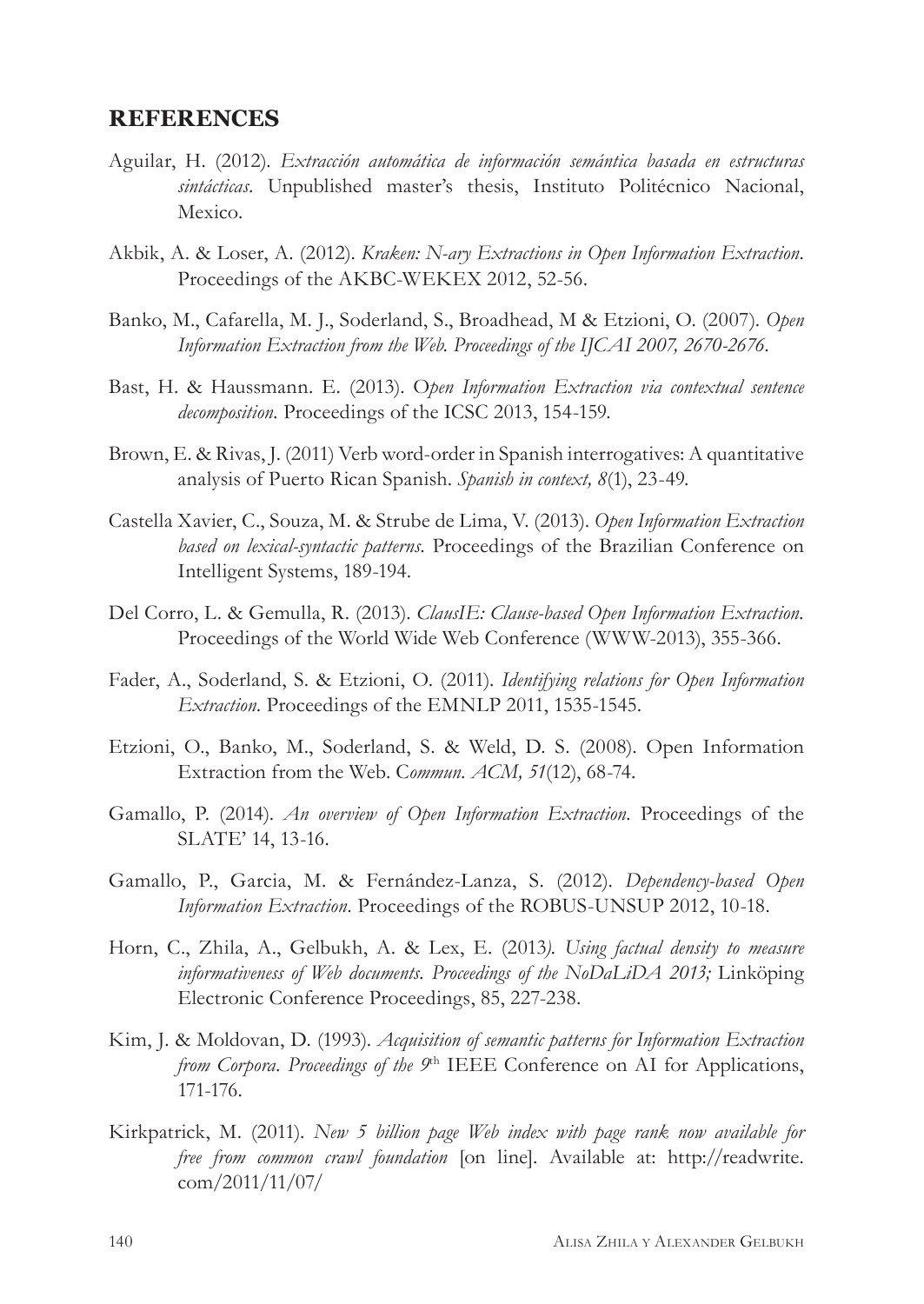## REFERENCES

Aguilar, H. (2012). *Extracción automática de información semántica basada en estructuras sintácticas*. Unpublished master's thesis, Instituto Politécnico Nacional, Mexico.

Akbik, A. & Loser, A. (2012). *Kraken: N-ary Extractions in Open Information Extraction*. Proceedings of the AKBC-WEKEX 2012, 52-56.

Banko, M., Cafarella, M. J., Soderland, S., Broadhead, M & Etzioni, O. (2007). *Open Information Extraction from the Web. Proceedings of the IJCAI 2007, 2670-2676*.

Bast, H. & Haussmann. E. (2013). O*pen Information Extraction via contextual sentence decomposition*. Proceedings of the ICSC 2013, 154-159.

Brown, E. & Rivas, J. (2011) Verb word-order in Spanish interrogatives: A quantitative analysis of Puerto Rican Spanish. *Spanish in context, 8*(1), 23-49.

Castella Xavier, C., Souza, M. & Strube de Lima, V. (2013). *Open Information Extraction based on lexical-syntactic patterns*. Proceedings of the Brazilian Conference on Intelligent Systems, 189-194.

Del Corro, L. & Gemulla, R. (2013). *ClausIE: Clause-based Open Information Extraction*. Proceedings of the World Wide Web Conference (WWW-2013), 355-366.

Fader, A., Soderland, S. & Etzioni, O. (2011). *Identifying relations for Open Information Extraction*. Proceedings of the EMNLP 2011, 1535-1545.

Etzioni, O., Banko, M., Soderland, S. & Weld, D. S. (2008). Open Information Extraction from the Web. C*ommun. ACM, 51*(12), 68-74.

Gamallo, P. (2014). *An overview of Open Information Extraction*. Proceedings of the SLATE' 14, 13-16.

Gamallo, P., Garcia, M. & Fernández-Lanza, S. (2012). *Dependency-based Open Information Extraction*. Proceedings of the ROBUS-UNSUP 2012, 10-18.

Horn, C., Zhila, A., Gelbukh, A. & Lex, E. (2013*). Using factual density to measure informativeness of Web documents. Proceedings of the NoDaLiDA 2013;* Linköping Electronic Conference Proceedings, 85, 227-238.

Kim, J. & Moldovan, D. (1993). *Acquisition of semantic patterns for Information Extraction from Corpora. Proceedings of the 9*th IEEE Conference on AI for Applications, 171-176.

Kirkpatrick, M. (2011). *New 5 billion page Web index with page rank now available for free from common crawl foundation* [on line]. Available at: http://readwrite.com/2011/11/07/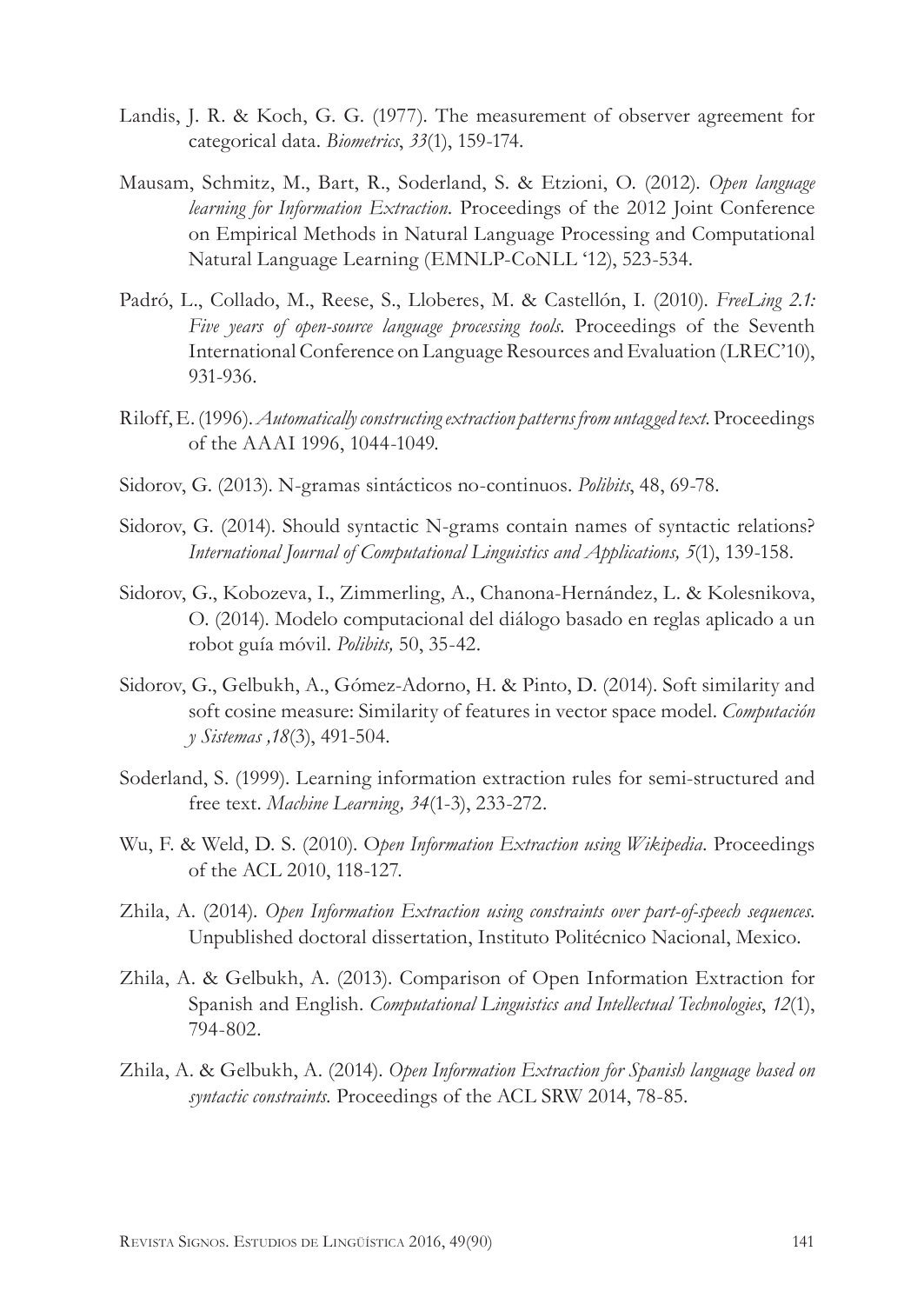Landis, J. R. & Koch, G. G. (1977). The measurement of observer agreement for categorical data. *Biometrics*, *33*(1), 159-174.

Mausam, Schmitz, M., Bart, R., Soderland, S. & Etzioni, O. (2012). *Open language learning for Information Extraction*. Proceedings of the 2012 Joint Conference on Empirical Methods in Natural Language Processing and Computational Natural Language Learning (EMNLP-CoNLL '12), 523-534.

Padró, L., Collado, M., Reese, S., Lloberes, M. & Castellón, I. (2010). *FreeLing 2.1: Five years of open-source language processing tools*. Proceedings of the Seventh International Conference on Language Resources and Evaluation (LREC'10), 931-936.

Riloff, E. (1996). *Automatically constructing extraction patterns from untagged text*. Proceedings of the AAAI 1996, 1044-1049.

Sidorov, G. (2013). N-gramas sintácticos no-continuos. *Polibits*, 48, 69-78.

Sidorov, G. (2014). Should syntactic N-grams contain names of syntactic relations? *International Journal of Computational Linguistics and Applications, 5*(1), 139-158.

Sidorov, G., Kobozeva, I., Zimmerling, A., Chanona-Hernández, L. & Kolesnikova, O. (2014). Modelo computacional del diálogo basado en reglas aplicado a un robot guía móvil. *Polibits,* 50, 35-42.

Sidorov, G., Gelbukh, A., Gómez-Adorno, H. & Pinto, D. (2014). Soft similarity and soft cosine measure: Similarity of features in vector space model. *Computación y Sistemas ,18*(3), 491-504.

Soderland, S. (1999). Learning information extraction rules for semi-structured and free text. *Machine Learning, 34*(1-3), 233-272.

Wu, F. & Weld, D. S. (2010). O*pen Information Extraction using Wikipedia*. Proceedings of the ACL 2010, 118-127.

Zhila, A. (2014). *Open Information Extraction using constraints over part-of-speech sequences*. Unpublished doctoral dissertation, Instituto Politécnico Nacional, Mexico.

Zhila, A. & Gelbukh, A. (2013). Comparison of Open Information Extraction for Spanish and English. *Computational Linguistics and Intellectual Technologies*, *12*(1), 794-802.

Zhila, A. & Gelbukh, A. (2014). *Open Information Extraction for Spanish language based on syntactic constraints*. Proceedings of the ACL SRW 2014, 78-85.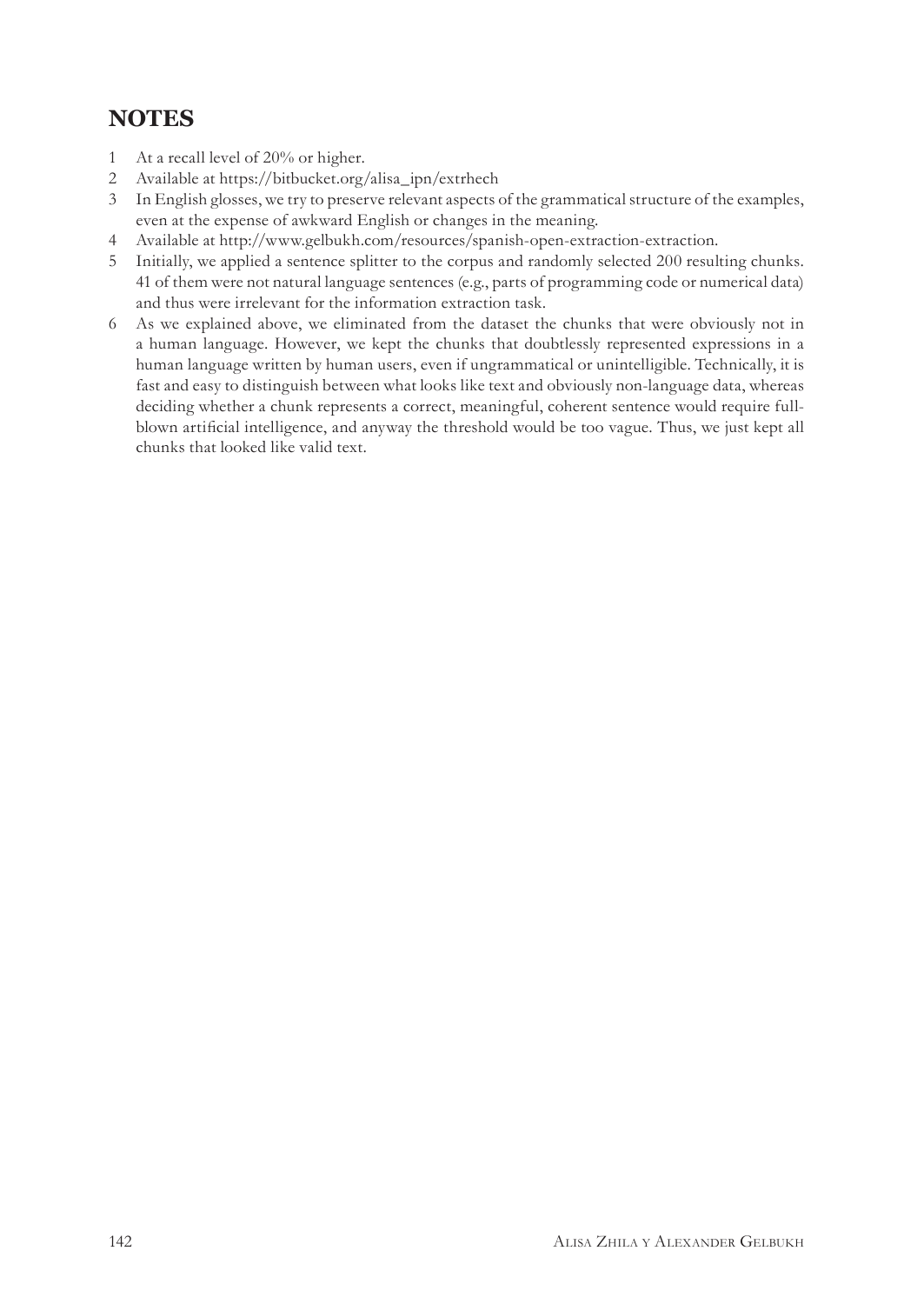## NOTES

1. At a recall level of 20% or higher.
2. Available at https://bitbucket.org/alisa_ipn/extrhech
3. In English glosses, we try to preserve relevant aspects of the grammatical structure of the examples, even at the expense of awkward English or changes in the meaning.
4. Available at http://www.gelbukh.com/resources/spanish-open-extraction-extraction.
5. Initially, we applied a sentence splitter to the corpus and randomly selected 200 resulting chunks. 41 of them were not natural language sentences (e.g., parts of programming code or numerical data) and thus were irrelevant for the information extraction task.
6. As we explained above, we eliminated from the dataset the chunks that were obviously not in a human language. However, we kept the chunks that doubtlessly represented expressions in a human language written by human users, even if ungrammatical or unintelligible. Technically, it is fast and easy to distinguish between what looks like text and obviously non-language data, whereas deciding whether a chunk represents a correct, meaningful, coherent sentence would require full-blown artificial intelligence, and anyway the threshold would be too vague. Thus, we just kept all chunks that looked like valid text.